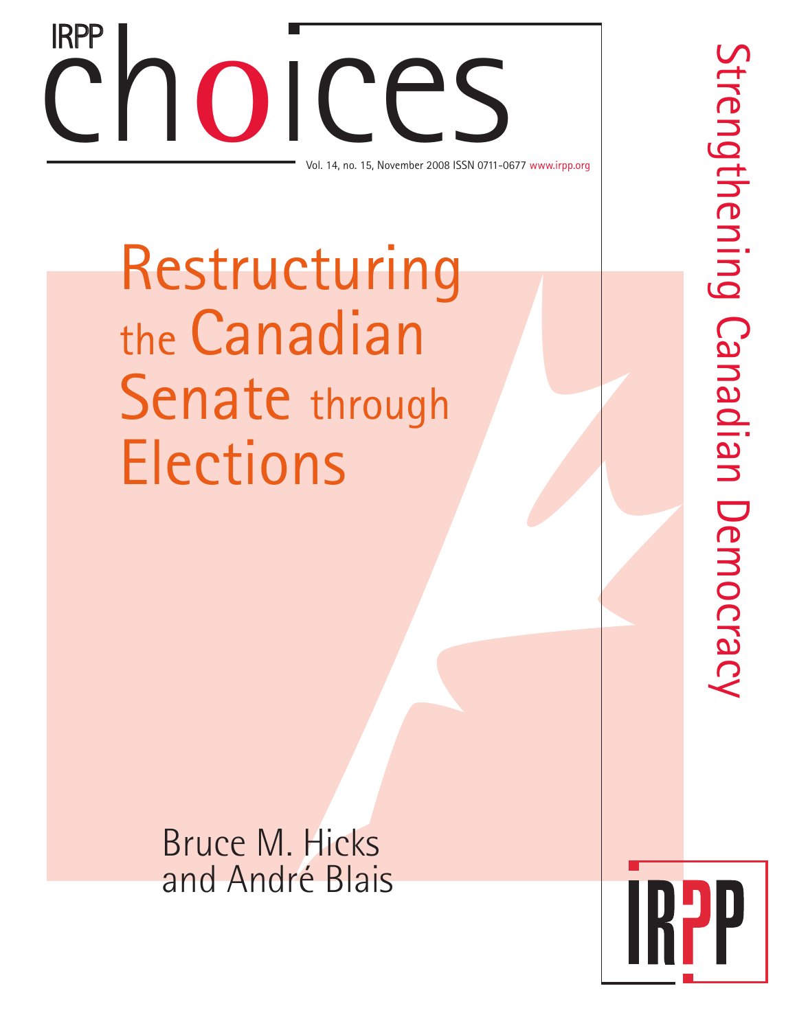IRPP choices

Vol. 14, no. 15, November 2008 ISSN 0711-0677 www.irpp.org

Strengthening Canadian Democracy

# Restructuring the Canadian Senate through Elections

Bruce M. Hicks and André Blais

IRPP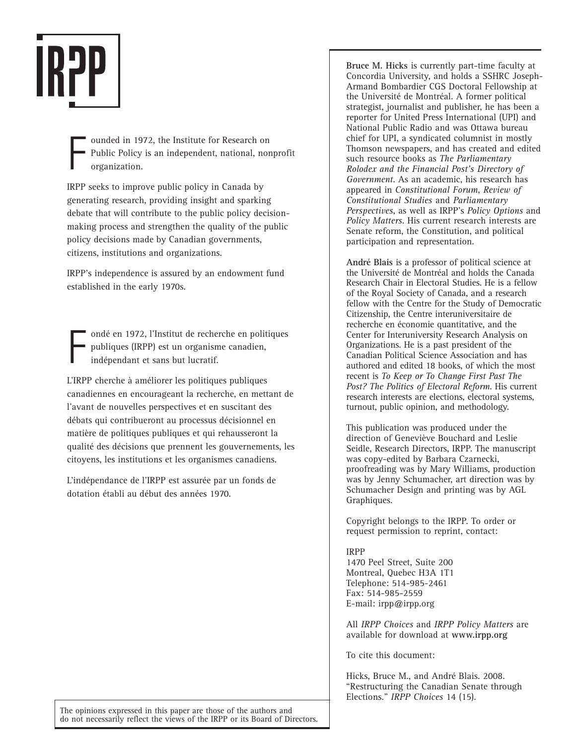IRPP

Founded in 1972, the Institute for Research on Public Policy is an independent, national, nonprofit organization.

IRPP seeks to improve public policy in Canada by generating research, providing insight and sparking debate that will contribute to the public policy decision-making process and strengthen the quality of the public policy decisions made by Canadian governments, citizens, institutions and organizations.

IRPP's independence is assured by an endowment fund established in the early 1970s.

Fondé en 1972, l'Institut de recherche en politiques publiques (IRPP) est un organisme canadien, indépendant et sans but lucratif.

L'IRPP cherche à améliorer les politiques publiques canadiennes en encourageant la recherche, en mettant de l'avant de nouvelles perspectives et en suscitant des débats qui contribueront au processus décisionnel en matière de politiques publiques et qui rehausseront la qualité des décisions que prennent les gouvernements, les citoyens, les institutions et les organismes canadiens.

L'indépendance de l'IRPP est assurée par un fonds de dotation établi au début des années 1970.

The opinions expressed in this paper are those of the authors and do not necessarily reflect the views of the IRPP or its Board of Directors.

**Bruce M. Hicks** is currently part-time faculty at Concordia University, and holds a SSHRC Joseph-Armand Bombardier CGS Doctoral Fellowship at the Université de Montréal. A former political strategist, journalist and publisher, he has been a reporter for United Press International (UPI) and National Public Radio and was Ottawa bureau chief for UPI, a syndicated columnist in mostly Thomson newspapers, and has created and edited such resource books as *The Parliamentary Rolodex and the Financial Post's Directory of Government*. As an academic, his research has appeared in *Constitutional Forum*, *Review of Constitutional Studies* and *Parliamentary Perspectives*, as well as IRPP's *Policy Options* and *Policy Matters*. His current research interests are Senate reform, the Constitution, and political participation and representation.

**André Blais** is a professor of political science at the Université de Montréal and holds the Canada Research Chair in Electoral Studies. He is a fellow of the Royal Society of Canada, and a research fellow with the Centre for the Study of Democratic Citizenship, the Centre interuniversitaire de recherche en économie quantitative, and the Center for Interuniversity Research Analysis on Organizations. He is a past president of the Canadian Political Science Association and has authored and edited 18 books, of which the most recent is *To Keep or To Change First Past The Post? The Politics of Electoral Reform*. His current research interests are elections, electoral systems, turnout, public opinion, and methodology.

This publication was produced under the direction of Geneviève Bouchard and Leslie Seidle, Research Directors, IRPP. The manuscript was copy-edited by Barbara Czarnecki, proofreading was by Mary Williams, production was by Jenny Schumacher, art direction was by Schumacher Design and printing was by AGL Graphiques.

Copyright belongs to the IRPP. To order or request permission to reprint, contact:

IRPP
1470 Peel Street, Suite 200
Montreal, Quebec H3A 1T1
Telephone: 514-985-2461
Fax: 514-985-2559
E-mail: irpp@irpp.org

All *IRPP Choices* and *IRPP Policy Matters* are available for download at **www.irpp.org**

To cite this document:

Hicks, Bruce M., and André Blais. 2008. "Restructuring the Canadian Senate through Elections." *IRPP Choices* 14 (15).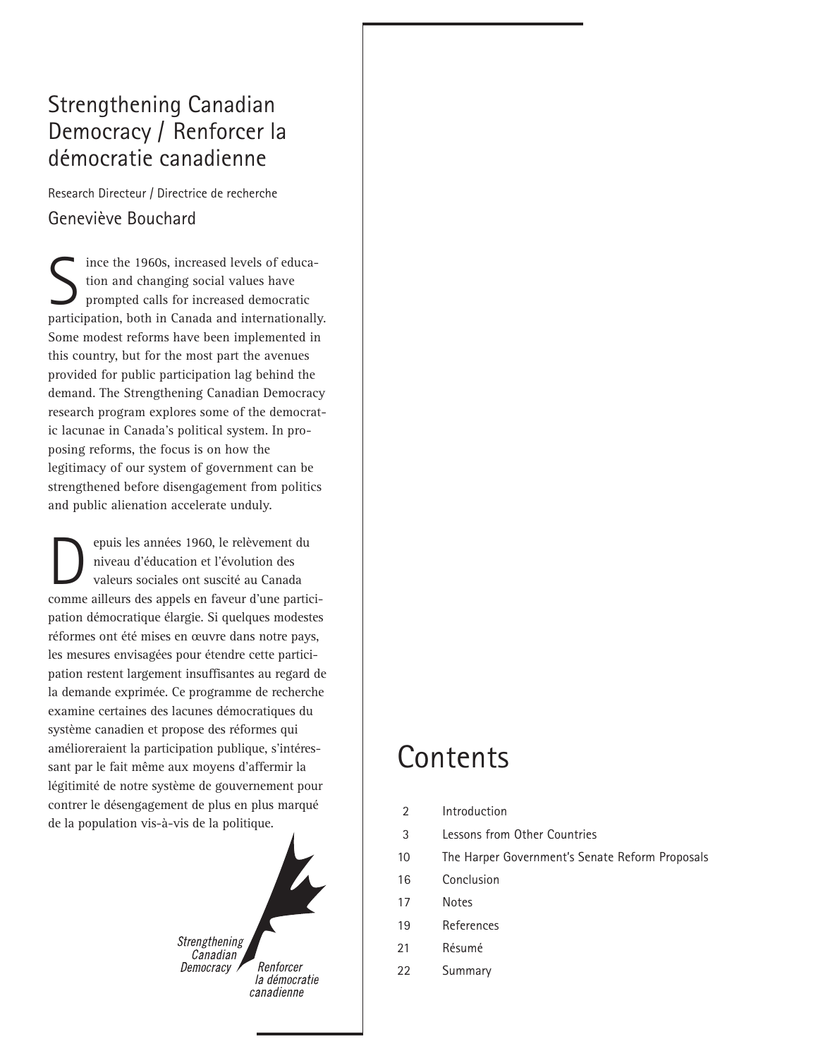## Strengthening Canadian Democracy / Renforcer la démocratie canadienne

Research Directeur / Directrice de recherche

Geneviève Bouchard

Since the 1960s, increased levels of education and changing social values have prompted calls for increased democratic participation, both in Canada and internationally. Some modest reforms have been implemented in this country, but for the most part the avenues provided for public participation lag behind the demand. The Strengthening Canadian Democracy research program explores some of the democratic lacunae in Canada's political system. In proposing reforms, the focus is on how the legitimacy of our system of government can be strengthened before disengagement from politics and public alienation accelerate unduly.

Depuis les années 1960, le relèvement du niveau d'éducation et l'évolution des valeurs sociales ont suscité au Canada comme ailleurs des appels en faveur d'une participation démocratique élargie. Si quelques modestes réformes ont été mises en œuvre dans notre pays, les mesures envisagées pour étendre cette participation restent largement insuffisantes au regard de la demande exprimée. Ce programme de recherche examine certaines des lacunes démocratiques du système canadien et propose des réformes qui amélioreraient la participation publique, s'intéressant par le fait même aux moyens d'affermir la légitimité de notre système de gouvernement pour contrer le désengagement de plus en plus marqué de la population vis-à-vis de la politique.

Strengthening Canadian Democracy / Renforcer la démocratie canadienne

# Contents

| | |
|---|---|
| 2 | Introduction |
| 3 | Lessons from Other Countries |
| 10 | The Harper Government's Senate Reform Proposals |
| 16 | Conclusion |
| 17 | Notes |
| 19 | References |
| 21 | Résumé |
| 22 | Summary |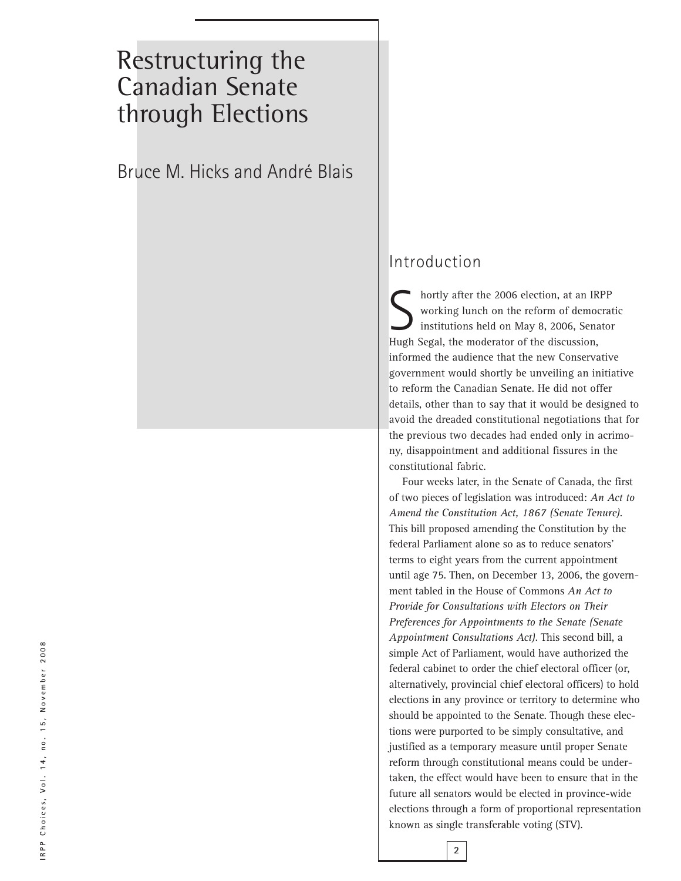# Restructuring the Canadian Senate through Elections

Bruce M. Hicks and André Blais

## Introduction

Shortly after the 2006 election, at an IRPP working lunch on the reform of democratic institutions held on May 8, 2006, Senator Hugh Segal, the moderator of the discussion, informed the audience that the new Conservative government would shortly be unveiling an initiative to reform the Canadian Senate. He did not offer details, other than to say that it would be designed to avoid the dreaded constitutional negotiations that for the previous two decades had ended only in acrimony, disappointment and additional fissures in the constitutional fabric.

Four weeks later, in the Senate of Canada, the first of two pieces of legislation was introduced: *An Act to Amend the Constitution Act, 1867 (Senate Tenure)*. This bill proposed amending the Constitution by the federal Parliament alone so as to reduce senators' terms to eight years from the current appointment until age 75. Then, on December 13, 2006, the government tabled in the House of Commons *An Act to Provide for Consultations with Electors on Their Preferences for Appointments to the Senate (Senate Appointment Consultations Act)*. This second bill, a simple Act of Parliament, would have authorized the federal cabinet to order the chief electoral officer (or, alternatively, provincial chief electoral officers) to hold elections in any province or territory to determine who should be appointed to the Senate. Though these elections were purported to be simply consultative, and justified as a temporary measure until proper Senate reform through constitutional means could be undertaken, the effect would have been to ensure that in the future all senators would be elected in province-wide elections through a form of proportional representation known as single transferable voting (STV).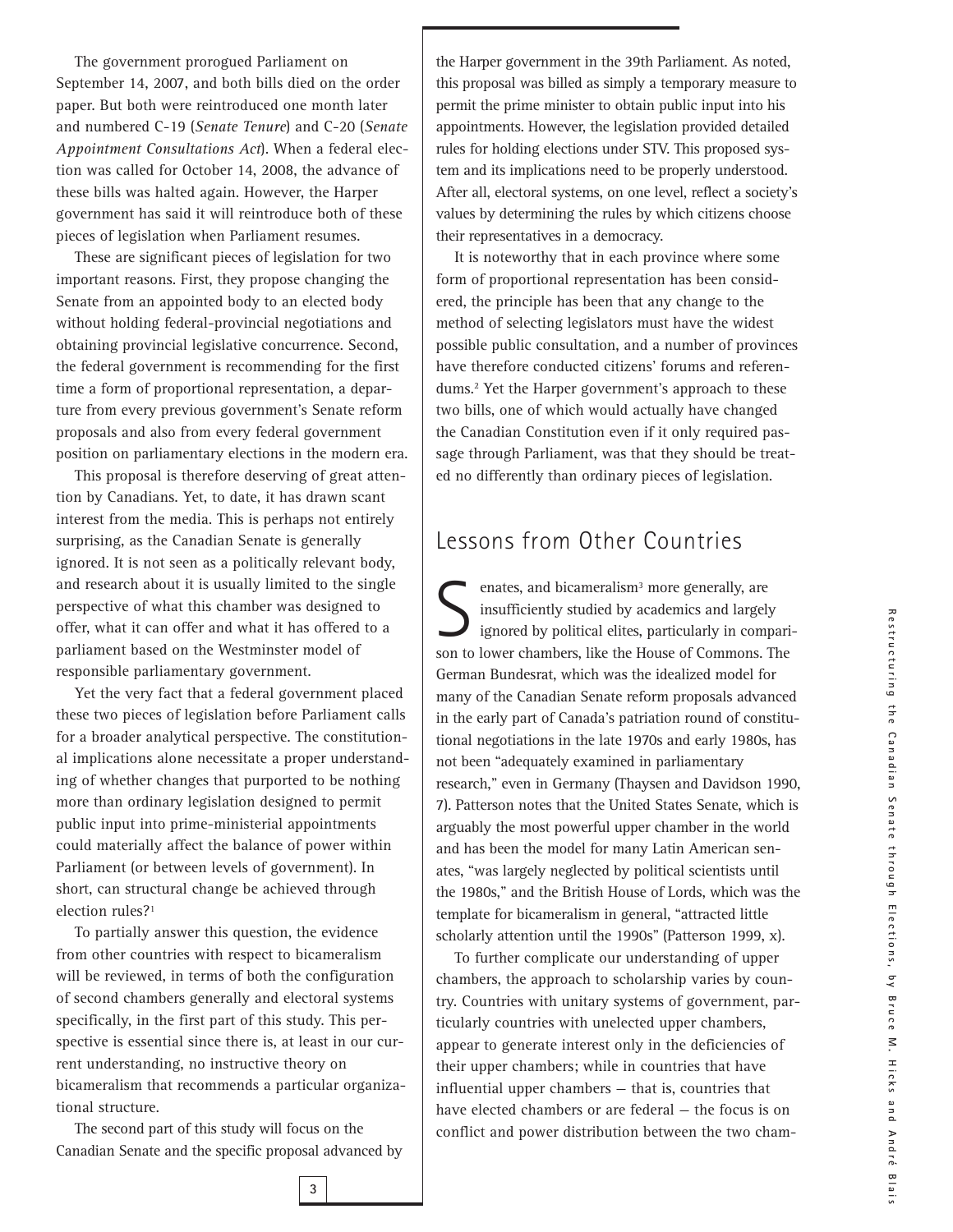The government prorogued Parliament on September 14, 2007, and both bills died on the order paper. But both were reintroduced one month later and numbered C-19 (*Senate Tenure*) and C-20 (*Senate Appointment Consultations Act*). When a federal election was called for October 14, 2008, the advance of these bills was halted again. However, the Harper government has said it will reintroduce both of these pieces of legislation when Parliament resumes.

These are significant pieces of legislation for two important reasons. First, they propose changing the Senate from an appointed body to an elected body without holding federal-provincial negotiations and obtaining provincial legislative concurrence. Second, the federal government is recommending for the first time a form of proportional representation, a departure from every previous government's Senate reform proposals and also from every federal government position on parliamentary elections in the modern era.

This proposal is therefore deserving of great attention by Canadians. Yet, to date, it has drawn scant interest from the media. This is perhaps not entirely surprising, as the Canadian Senate is generally ignored. It is not seen as a politically relevant body, and research about it is usually limited to the single perspective of what this chamber was designed to offer, what it can offer and what it has offered to a parliament based on the Westminster model of responsible parliamentary government.

Yet the very fact that a federal government placed these two pieces of legislation before Parliament calls for a broader analytical perspective. The constitutional implications alone necessitate a proper understanding of whether changes that purported to be nothing more than ordinary legislation designed to permit public input into prime-ministerial appointments could materially affect the balance of power within Parliament (or between levels of government). In short, can structural change be achieved through election rules?[1]

To partially answer this question, the evidence from other countries with respect to bicameralism will be reviewed, in terms of both the configuration of second chambers generally and electoral systems specifically, in the first part of this study. This perspective is essential since there is, at least in our current understanding, no instructive theory on bicameralism that recommends a particular organizational structure.

The second part of this study will focus on the Canadian Senate and the specific proposal advanced by the Harper government in the 39th Parliament. As noted, this proposal was billed as simply a temporary measure to permit the prime minister to obtain public input into his appointments. However, the legislation provided detailed rules for holding elections under STV. This proposed system and its implications need to be properly understood. After all, electoral systems, on one level, reflect a society's values by determining the rules by which citizens choose their representatives in a democracy.

It is noteworthy that in each province where some form of proportional representation has been considered, the principle has been that any change to the method of selecting legislators must have the widest possible public consultation, and a number of provinces have therefore conducted citizens' forums and referendums.[2] Yet the Harper government's approach to these two bills, one of which would actually have changed the Canadian Constitution even if it only required passage through Parliament, was that they should be treated no differently than ordinary pieces of legislation.

## Lessons from Other Countries

Senates, and bicameralism[3] more generally, are insufficiently studied by academics and largely ignored by political elites, particularly in comparison to lower chambers, like the House of Commons. The German Bundesrat, which was the idealized model for many of the Canadian Senate reform proposals advanced in the early part of Canada's patriation round of constitutional negotiations in the late 1970s and early 1980s, has not been "adequately examined in parliamentary research," even in Germany (Thaysen and Davidson 1990, 7). Patterson notes that the United States Senate, which is arguably the most powerful upper chamber in the world and has been the model for many Latin American senates, "was largely neglected by political scientists until the 1980s," and the British House of Lords, which was the template for bicameralism in general, "attracted little scholarly attention until the 1990s" (Patterson 1999, x).

To further complicate our understanding of upper chambers, the approach to scholarship varies by country. Countries with unitary systems of government, particularly countries with unelected upper chambers, appear to generate interest only in the deficiencies of their upper chambers; while in countries that have influential upper chambers — that is, countries that have elected chambers or are federal — the focus is on conflict and power distribution between the two cham-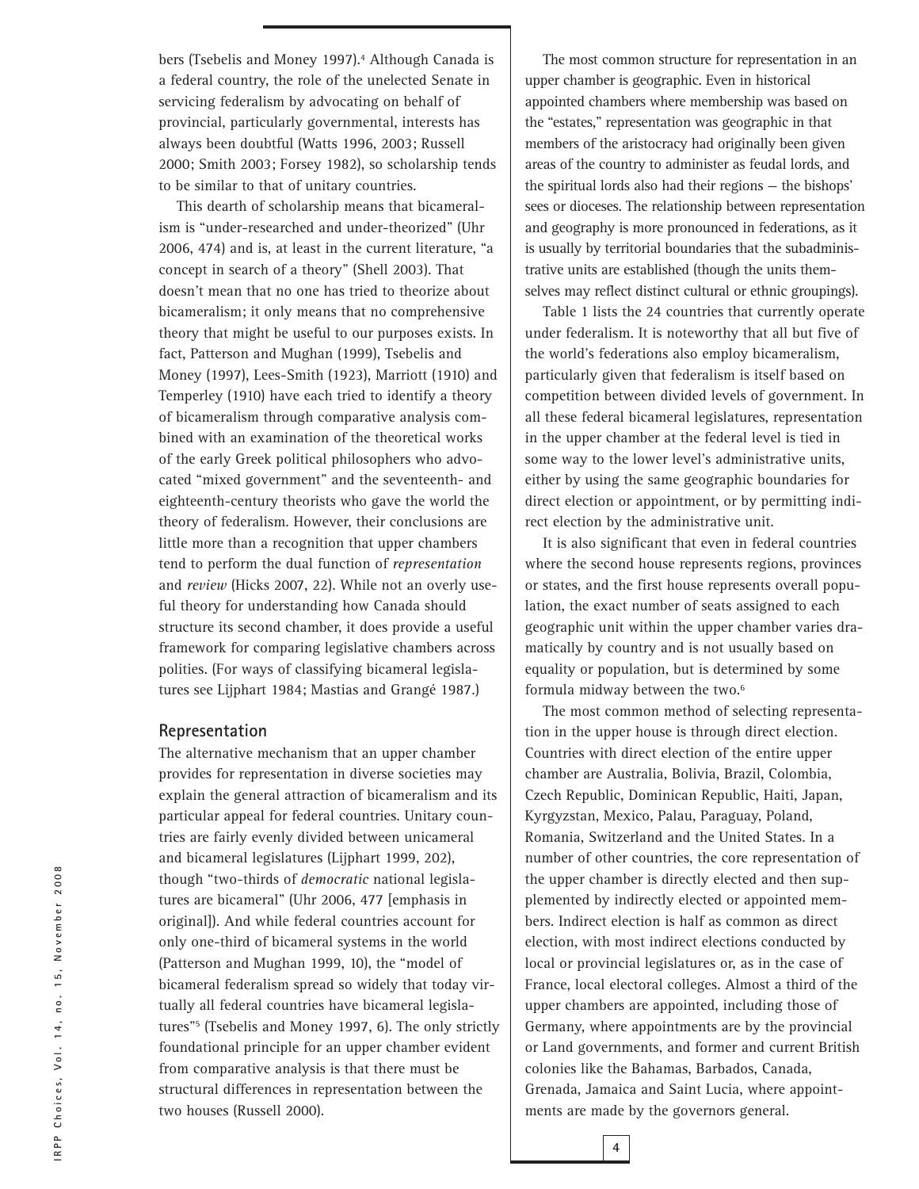bers (Tsebelis and Money 1997).[4] Although Canada is a federal country, the role of the unelected Senate in servicing federalism by advocating on behalf of provincial, particularly governmental, interests has always been doubtful (Watts 1996, 2003; Russell 2000; Smith 2003; Forsey 1982), so scholarship tends to be similar to that of unitary countries.

This dearth of scholarship means that bicameralism is "under-researched and under-theorized" (Uhr 2006, 474) and is, at least in the current literature, "a concept in search of a theory" (Shell 2003). That doesn't mean that no one has tried to theorize about bicameralism; it only means that no comprehensive theory that might be useful to our purposes exists. In fact, Patterson and Mughan (1999), Tsebelis and Money (1997), Lees-Smith (1923), Marriott (1910) and Temperley (1910) have each tried to identify a theory of bicameralism through comparative analysis combined with an examination of the theoretical works of the early Greek political philosophers who advocated "mixed government" and the seventeenth- and eighteenth-century theorists who gave the world the theory of federalism. However, their conclusions are little more than a recognition that upper chambers tend to perform the dual function of *representation* and *review* (Hicks 2007, 22). While not an overly useful theory for understanding how Canada should structure its second chamber, it does provide a useful framework for comparing legislative chambers across polities. (For ways of classifying bicameral legislatures see Lijphart 1984; Mastias and Grangé 1987.)

## Representation

The alternative mechanism that an upper chamber provides for representation in diverse societies may explain the general attraction of bicameralism and its particular appeal for federal countries. Unitary countries are fairly evenly divided between unicameral and bicameral legislatures (Lijphart 1999, 202), though "two-thirds of *democratic* national legislatures are bicameral" (Uhr 2006, 477 [emphasis in original]). And while federal countries account for only one-third of bicameral systems in the world (Patterson and Mughan 1999, 10), the "model of bicameral federalism spread so widely that today virtually all federal countries have bicameral legislatures"[5] (Tsebelis and Money 1997, 6). The only strictly foundational principle for an upper chamber evident from comparative analysis is that there must be structural differences in representation between the two houses (Russell 2000).

The most common structure for representation in an upper chamber is geographic. Even in historical appointed chambers where membership was based on the "estates," representation was geographic in that members of the aristocracy had originally been given areas of the country to administer as feudal lords, and the spiritual lords also had their regions — the bishops' sees or dioceses. The relationship between representation and geography is more pronounced in federations, as it is usually by territorial boundaries that the subadministrative units are established (though the units themselves may reflect distinct cultural or ethnic groupings).

Table 1 lists the 24 countries that currently operate under federalism. It is noteworthy that all but five of the world's federations also employ bicameralism, particularly given that federalism is itself based on competition between divided levels of government. In all these federal bicameral legislatures, representation in the upper chamber at the federal level is tied in some way to the lower level's administrative units, either by using the same geographic boundaries for direct election or appointment, or by permitting indirect election by the administrative unit.

It is also significant that even in federal countries where the second house represents regions, provinces or states, and the first house represents overall population, the exact number of seats assigned to each geographic unit within the upper chamber varies dramatically by country and is not usually based on equality or population, but is determined by some formula midway between the two.[6]

The most common method of selecting representation in the upper house is through direct election. Countries with direct election of the entire upper chamber are Australia, Bolivia, Brazil, Colombia, Czech Republic, Dominican Republic, Haiti, Japan, Kyrgyzstan, Mexico, Palau, Paraguay, Poland, Romania, Switzerland and the United States. In a number of other countries, the core representation of the upper chamber is directly elected and then supplemented by indirectly elected or appointed members. Indirect election is half as common as direct election, with most indirect elections conducted by local or provincial legislatures or, as in the case of France, local electoral colleges. Almost a third of the upper chambers are appointed, including those of Germany, where appointments are by the provincial or Land governments, and former and current British colonies like the Bahamas, Barbados, Canada, Grenada, Jamaica and Saint Lucia, where appointments are made by the governors general.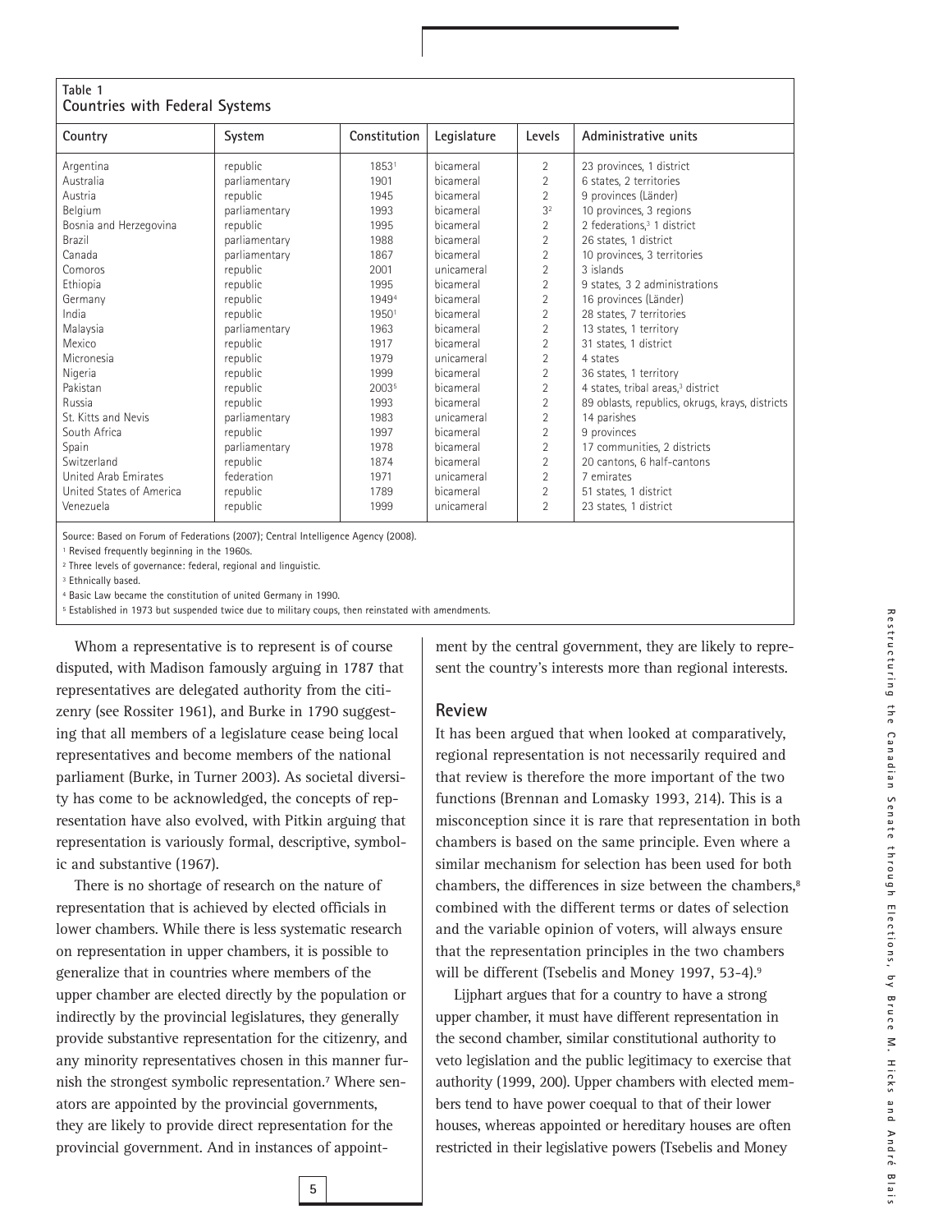**Table 1**
**Countries with Federal Systems**

| Country | System | Constitution | Legislature | Levels | Administrative units |
|---|---|---|---|---|---|
| Argentina | republic | 1853[1] | bicameral | 2 | 23 provinces, 1 district |
| Australia | parliamentary | 1901 | bicameral | 2 | 6 states, 2 territories |
| Austria | republic | 1945 | bicameral | 2 | 9 provinces (Länder) |
| Belgium | parliamentary | 1993 | bicameral | 3[2] | 10 provinces, 3 regions |
| Bosnia and Herzegovina | republic | 1995 | bicameral | 2 | 2 federations,[3] 1 district |
| Brazil | parliamentary | 1988 | bicameral | 2 | 26 states, 1 district |
| Canada | parliamentary | 1867 | bicameral | 2 | 10 provinces, 3 territories |
| Comoros | republic | 2001 | unicameral | 2 | 3 islands |
| Ethiopia | republic | 1995 | bicameral | 2 | 9 states, 3 2 administrations |
| Germany | republic | 1949[4] | bicameral | 2 | 16 provinces (Länder) |
| India | republic | 1950[1] | bicameral | 2 | 28 states, 7 territories |
| Malaysia | parliamentary | 1963 | bicameral | 2 | 13 states, 1 territory |
| Mexico | republic | 1917 | bicameral | 2 | 31 states, 1 district |
| Micronesia | republic | 1979 | unicameral | 2 | 4 states |
| Nigeria | republic | 1999 | bicameral | 2 | 36 states, 1 territory |
| Pakistan | republic | 2003[5] | bicameral | 2 | 4 states, tribal areas,[3] district |
| Russia | republic | 1993 | bicameral | 2 | 89 oblasts, republics, okrugs, krays, districts |
| St. Kitts and Nevis | parliamentary | 1983 | unicameral | 2 | 14 parishes |
| South Africa | republic | 1997 | bicameral | 2 | 9 provinces |
| Spain | parliamentary | 1978 | bicameral | 2 | 17 communities, 2 districts |
| Switzerland | republic | 1874 | bicameral | 2 | 20 cantons, 6 half-cantons |
| United Arab Emirates | federation | 1971 | unicameral | 2 | 7 emirates |
| United States of America | republic | 1789 | bicameral | 2 | 51 states, 1 district |
| Venezuela | republic | 1999 | unicameral | 2 | 23 states, 1 district |

Source: Based on Forum of Federations (2007); Central Intelligence Agency (2008).
[1] Revised frequently beginning in the 1960s.
[2] Three levels of governance: federal, regional and linguistic.
[3] Ethnically based.
[4] Basic Law became the constitution of united Germany in 1990.
[5] Established in 1973 but suspended twice due to military coups, then reinstated with amendments.

Whom a representative is to represent is of course disputed, with Madison famously arguing in 1787 that representatives are delegated authority from the citizenry (see Rossiter 1961), and Burke in 1790 suggesting that all members of a legislature cease being local representatives and become members of the national parliament (Burke, in Turner 2003). As societal diversity has come to be acknowledged, the concepts of representation have also evolved, with Pitkin arguing that representation is variously formal, descriptive, symbolic and substantive (1967).

There is no shortage of research on the nature of representation that is achieved by elected officials in lower chambers. While there is less systematic research on representation in upper chambers, it is possible to generalize that in countries where members of the upper chamber are elected directly by the population or indirectly by the provincial legislatures, they generally provide substantive representation for the citizenry, and any minority representatives chosen in this manner furnish the strongest symbolic representation.[7] Where senators are appointed by the provincial governments, they are likely to provide direct representation for the provincial government. And in instances of appointment by the central government, they are likely to represent the country's interests more than regional interests.

## Review

It has been argued that when looked at comparatively, regional representation is not necessarily required and that review is therefore the more important of the two functions (Brennan and Lomasky 1993, 214). This is a misconception since it is rare that representation in both chambers is based on the same principle. Even where a similar mechanism for selection has been used for both chambers, the differences in size between the chambers,[8] combined with the different terms or dates of selection and the variable opinion of voters, will always ensure that the representation principles in the two chambers will be different (Tsebelis and Money 1997, 53-4).[9]

Lijphart argues that for a country to have a strong upper chamber, it must have different representation in the second chamber, similar constitutional authority to veto legislation and the public legitimacy to exercise that authority (1999, 200). Upper chambers with elected members tend to have power coequal to that of their lower houses, whereas appointed or hereditary houses are often restricted in their legislative powers (Tsebelis and Money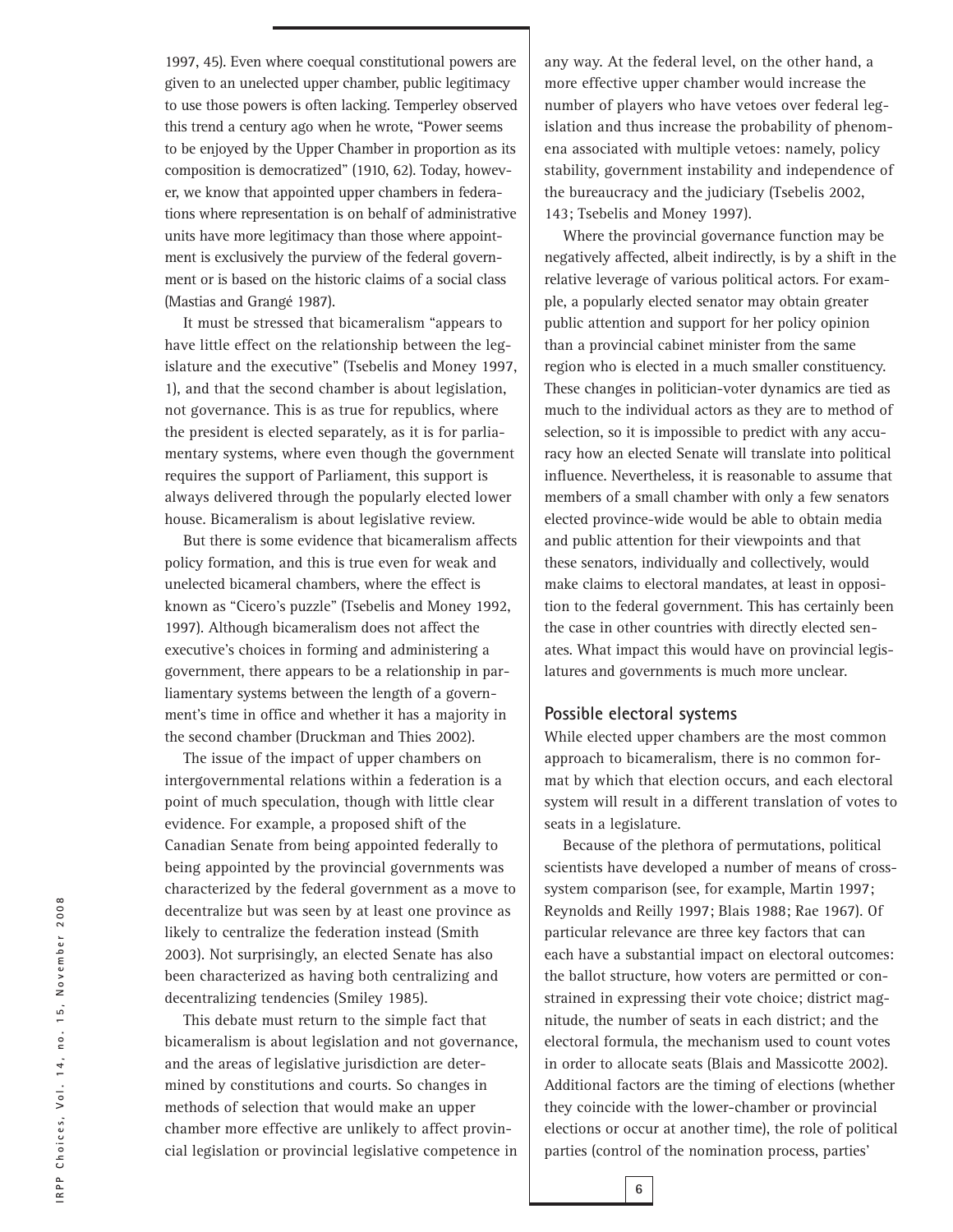1997, 45). Even where coequal constitutional powers are given to an unelected upper chamber, public legitimacy to use those powers is often lacking. Temperley observed this trend a century ago when he wrote, "Power seems to be enjoyed by the Upper Chamber in proportion as its composition is democratized" (1910, 62). Today, however, we know that appointed upper chambers in federations where representation is on behalf of administrative units have more legitimacy than those where appointment is exclusively the purview of the federal government or is based on the historic claims of a social class (Mastias and Grangé 1987).

It must be stressed that bicameralism "appears to have little effect on the relationship between the legislature and the executive" (Tsebelis and Money 1997, 1), and that the second chamber is about legislation, not governance. This is as true for republics, where the president is elected separately, as it is for parliamentary systems, where even though the government requires the support of Parliament, this support is always delivered through the popularly elected lower house. Bicameralism is about legislative review.

But there is some evidence that bicameralism affects policy formation, and this is true even for weak and unelected bicameral chambers, where the effect is known as "Cicero's puzzle" (Tsebelis and Money 1992, 1997). Although bicameralism does not affect the executive's choices in forming and administering a government, there appears to be a relationship in parliamentary systems between the length of a government's time in office and whether it has a majority in the second chamber (Druckman and Thies 2002).

The issue of the impact of upper chambers on intergovernmental relations within a federation is a point of much speculation, though with little clear evidence. For example, a proposed shift of the Canadian Senate from being appointed federally to being appointed by the provincial governments was characterized by the federal government as a move to decentralize but was seen by at least one province as likely to centralize the federation instead (Smith 2003). Not surprisingly, an elected Senate has also been characterized as having both centralizing and decentralizing tendencies (Smiley 1985).

This debate must return to the simple fact that bicameralism is about legislation and not governance, and the areas of legislative jurisdiction are determined by constitutions and courts. So changes in methods of selection that would make an upper chamber more effective are unlikely to affect provincial legislation or provincial legislative competence in any way. At the federal level, on the other hand, a more effective upper chamber would increase the number of players who have vetoes over federal legislation and thus increase the probability of phenomena associated with multiple vetoes: namely, policy stability, government instability and independence of the bureaucracy and the judiciary (Tsebelis 2002, 143; Tsebelis and Money 1997).

Where the provincial governance function may be negatively affected, albeit indirectly, is by a shift in the relative leverage of various political actors. For example, a popularly elected senator may obtain greater public attention and support for her policy opinion than a provincial cabinet minister from the same region who is elected in a much smaller constituency. These changes in politician-voter dynamics are tied as much to the individual actors as they are to method of selection, so it is impossible to predict with any accuracy how an elected Senate will translate into political influence. Nevertheless, it is reasonable to assume that members of a small chamber with only a few senators elected province-wide would be able to obtain media and public attention for their viewpoints and that these senators, individually and collectively, would make claims to electoral mandates, at least in opposition to the federal government. This has certainly been the case in other countries with directly elected senates. What impact this would have on provincial legislatures and governments is much more unclear.

## Possible electoral systems

While elected upper chambers are the most common approach to bicameralism, there is no common format by which that election occurs, and each electoral system will result in a different translation of votes to seats in a legislature.

Because of the plethora of permutations, political scientists have developed a number of means of cross-system comparison (see, for example, Martin 1997; Reynolds and Reilly 1997; Blais 1988; Rae 1967). Of particular relevance are three key factors that can each have a substantial impact on electoral outcomes: the ballot structure, how voters are permitted or constrained in expressing their vote choice; district magnitude, the number of seats in each district; and the electoral formula, the mechanism used to count votes in order to allocate seats (Blais and Massicotte 2002). Additional factors are the timing of elections (whether they coincide with the lower-chamber or provincial elections or occur at another time), the role of political parties (control of the nomination process, parties'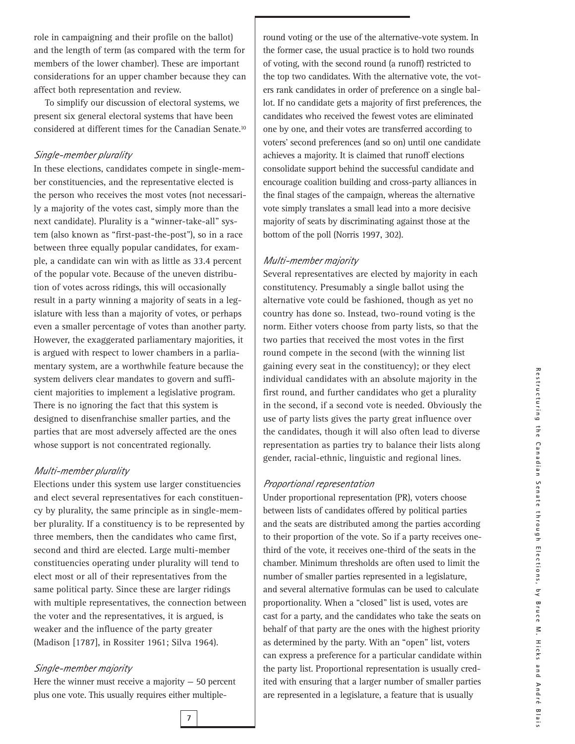role in campaigning and their profile on the ballot) and the length of term (as compared with the term for members of the lower chamber). These are important considerations for an upper chamber because they can affect both representation and review.

To simplify our discussion of electoral systems, we present six general electoral systems that have been considered at different times for the Canadian Senate.[10]

### *Single-member plurality*

In these elections, candidates compete in single-member constituencies, and the representative elected is the person who receives the most votes (not necessarily a majority of the votes cast, simply more than the next candidate). Plurality is a "winner-take-all" system (also known as "first-past-the-post"), so in a race between three equally popular candidates, for example, a candidate can win with as little as 33.4 percent of the popular vote. Because of the uneven distribution of votes across ridings, this will occasionally result in a party winning a majority of seats in a legislature with less than a majority of votes, or perhaps even a smaller percentage of votes than another party. However, the exaggerated parliamentary majorities, it is argued with respect to lower chambers in a parliamentary system, are a worthwhile feature because the system delivers clear mandates to govern and sufficient majorities to implement a legislative program. There is no ignoring the fact that this system is designed to disenfranchise smaller parties, and the parties that are most adversely affected are the ones whose support is not concentrated regionally.

### *Multi-member plurality*

Elections under this system use larger constituencies and elect several representatives for each constituency by plurality, the same principle as in single-member plurality. If a constituency is to be represented by three members, then the candidates who came first, second and third are elected. Large multi-member constituencies operating under plurality will tend to elect most or all of their representatives from the same political party. Since these are larger ridings with multiple representatives, the connection between the voter and the representatives, it is argued, is weaker and the influence of the party greater (Madison [1787], in Rossiter 1961; Silva 1964).

### *Single-member majority*

Here the winner must receive a majority — 50 percent plus one vote. This usually requires either multiple-round voting or the use of the alternative-vote system. In the former case, the usual practice is to hold two rounds of voting, with the second round (a runoff) restricted to the top two candidates. With the alternative vote, the voters rank candidates in order of preference on a single ballot. If no candidate gets a majority of first preferences, the candidates who received the fewest votes are eliminated one by one, and their votes are transferred according to voters' second preferences (and so on) until one candidate achieves a majority. It is claimed that runoff elections consolidate support behind the successful candidate and encourage coalition building and cross-party alliances in the final stages of the campaign, whereas the alternative vote simply translates a small lead into a more decisive majority of seats by discriminating against those at the bottom of the poll (Norris 1997, 302).

### *Multi-member majority*

Several representatives are elected by majority in each constituency. Presumably a single ballot using the alternative vote could be fashioned, though as yet no country has done so. Instead, two-round voting is the norm. Either voters choose from party lists, so that the two parties that received the most votes in the first round compete in the second (with the winning list gaining every seat in the constituency); or they elect individual candidates with an absolute majority in the first round, and further candidates who get a plurality in the second, if a second vote is needed. Obviously the use of party lists gives the party great influence over the candidates, though it will also often lead to diverse representation as parties try to balance their lists along gender, racial-ethnic, linguistic and regional lines.

### *Proportional representation*

Under proportional representation (PR), voters choose between lists of candidates offered by political parties and the seats are distributed among the parties according to their proportion of the vote. So if a party receives one-third of the vote, it receives one-third of the seats in the chamber. Minimum thresholds are often used to limit the number of smaller parties represented in a legislature, and several alternative formulas can be used to calculate proportionality. When a "closed" list is used, votes are cast for a party, and the candidates who take the seats on behalf of that party are the ones with the highest priority as determined by the party. With an "open" list, voters can express a preference for a particular candidate within the party list. Proportional representation is usually credited with ensuring that a larger number of smaller parties are represented in a legislature, a feature that is usually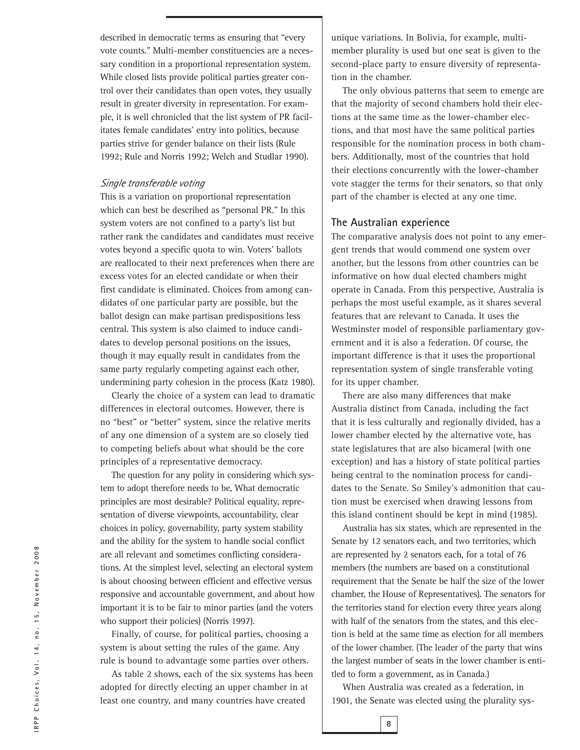described in democratic terms as ensuring that "every vote counts." Multi-member constituencies are a necessary condition in a proportional representation system. While closed lists provide political parties greater control over their candidates than open votes, they usually result in greater diversity in representation. For example, it is well chronicled that the list system of PR facilitates female candidates' entry into politics, because parties strive for gender balance on their lists (Rule 1992; Rule and Norris 1992; Welch and Studlar 1990).

*Single transferable voting*

This is a variation on proportional representation which can best be described as "personal PR." In this system voters are not confined to a party's list but rather rank the candidates and candidates must receive votes beyond a specific quota to win. Voters' ballots are reallocated to their next preferences when there are excess votes for an elected candidate or when their first candidate is eliminated. Choices from among candidates of one particular party are possible, but the ballot design can make partisan predispositions less central. This system is also claimed to induce candidates to develop personal positions on the issues, though it may equally result in candidates from the same party regularly competing against each other, undermining party cohesion in the process (Katz 1980).

Clearly the choice of a system can lead to dramatic differences in electoral outcomes. However, there is no "best" or "better" system, since the relative merits of any one dimension of a system are so closely tied to competing beliefs about what should be the core principles of a representative democracy.

The question for any polity in considering which system to adopt therefore needs to be, What democratic principles are most desirable? Political equality, representation of diverse viewpoints, accountability, clear choices in policy, governability, party system stability and the ability for the system to handle social conflict are all relevant and sometimes conflicting considerations. At the simplest level, selecting an electoral system is about choosing between efficient and effective versus responsive and accountable government, and about how important it is to be fair to minor parties (and the voters who support their policies) (Norris 1997).

Finally, of course, for political parties, choosing a system is about setting the rules of the game. Any rule is bound to advantage some parties over others.

As table 2 shows, each of the six systems has been adopted for directly electing an upper chamber in at least one country, and many countries have created unique variations. In Bolivia, for example, multi-member plurality is used but one seat is given to the second-place party to ensure diversity of representation in the chamber.

The only obvious patterns that seem to emerge are that the majority of second chambers hold their elections at the same time as the lower-chamber elections, and that most have the same political parties responsible for the nomination process in both chambers. Additionally, most of the countries that hold their elections concurrently with the lower-chamber vote stagger the terms for their senators, so that only part of the chamber is elected at any one time.

## The Australian experience

The comparative analysis does not point to any emergent trends that would commend one system over another, but the lessons from other countries can be informative on how dual elected chambers might operate in Canada. From this perspective, Australia is perhaps the most useful example, as it shares several features that are relevant to Canada. It uses the Westminster model of responsible parliamentary government and it is also a federation. Of course, the important difference is that it uses the proportional representation system of single transferable voting for its upper chamber.

There are also many differences that make Australia distinct from Canada, including the fact that it is less culturally and regionally divided, has a lower chamber elected by the alternative vote, has state legislatures that are also bicameral (with one exception) and has a history of state political parties being central to the nomination process for candidates to the Senate. So Smiley's admonition that caution must be exercised when drawing lessons from this island continent should be kept in mind (1985).

Australia has six states, which are represented in the Senate by 12 senators each, and two territories, which are represented by 2 senators each, for a total of 76 members (the numbers are based on a constitutional requirement that the Senate be half the size of the lower chamber, the House of Representatives). The senators for the territories stand for election every three years along with half of the senators from the states, and this election is held at the same time as election for all members of the lower chamber. (The leader of the party that wins the largest number of seats in the lower chamber is entitled to form a government, as in Canada.)

When Australia was created as a federation, in 1901, the Senate was elected using the plurality sys-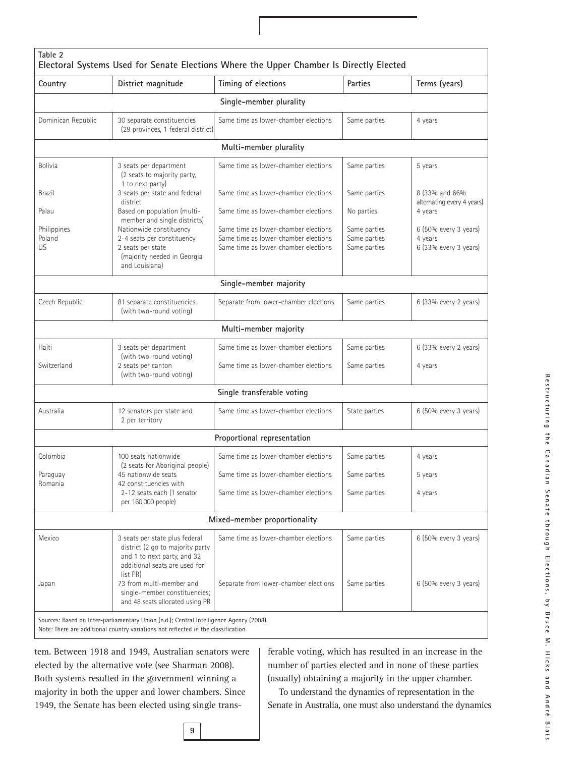**Table 2**
**Electoral Systems Used for Senate Elections Where the Upper Chamber Is Directly Elected**

| Country | District magnitude | Timing of elections | Parties | Terms (years) |
|---|---|---|---|---|
| **Single-member plurality** | | | | |
| Dominican Republic | 30 separate constituencies (29 provinces, 1 federal district) | Same time as lower-chamber elections | Same parties | 4 years |
| **Multi-member plurality** | | | | |
| Bolivia | 3 seats per department (2 seats to majority party, 1 to next party) | Same time as lower-chamber elections | Same parties | 5 years |
| Brazil | 3 seats per state and federal district | Same time as lower-chamber elections | Same parties | 8 (33% and 66% alternating every 4 years) |
| Palau | Based on population (multi-member and single districts) | Same time as lower-chamber elections | No parties | 4 years |
| Philippines | Nationwide constituency | Same time as lower-chamber elections | Same parties | 6 (50% every 3 years) |
| Poland | 2-4 seats per constituency | Same time as lower-chamber elections | Same parties | 4 years |
| US | 2 seats per state (majority needed in Georgia and Louisiana) | Same time as lower-chamber elections | Same parties | 6 (33% every 3 years) |
| **Single-member majority** | | | | |
| Czech Republic | 81 separate constituencies (with two-round voting) | Separate from lower-chamber elections | Same parties | 6 (33% every 2 years) |
| **Multi-member majority** | | | | |
| Haiti | 3 seats per department (with two-round voting) | Same time as lower-chamber elections | Same parties | 6 (33% every 2 years) |
| Switzerland | 2 seats per canton (with two-round voting) | Same time as lower-chamber elections | Same parties | 4 years |
| **Single transferable voting** | | | | |
| Australia | 12 senators per state and 2 per territory | Same time as lower-chamber elections | State parties | 6 (50% every 3 years) |
| **Proportional representation** | | | | |
| Colombia | 100 seats nationwide (2 seats for Aboriginal people) | Same time as lower-chamber elections | Same parties | 4 years |
| Paraguay | 45 nationwide seats | Same time as lower-chamber elections | Same parties | 5 years |
| Romania | 42 constituencies with 2-12 seats each (1 senator per 160,000 people) | Same time as lower-chamber elections | Same parties | 4 years |
| **Mixed-member proportionality** | | | | |
| Mexico | 3 seats per state plus federal district (2 go to majority party and 1 to next party, and 32 additional seats are used for list PR) | Same time as lower-chamber elections | Same parties | 6 (50% every 3 years) |
| Japan | 73 from multi-member and single-member constituencies; and 48 seats allocated using PR | Separate from lower-chamber elections | Same parties | 6 (50% every 3 years) |

Sources: Based on Inter-parliamentary Union (n.d.); Central Intelligence Agency (2008).
Note: There are additional country variations not reflected in the classification.

tem. Between 1918 and 1949, Australian senators were elected by the alternative vote (see Sharman 2008). Both systems resulted in the government winning a majority in both the upper and lower chambers. Since 1949, the Senate has been elected using single transferable voting, which has resulted in an increase in the number of parties elected and in none of these parties (usually) obtaining a majority in the upper chamber.

To understand the dynamics of representation in the Senate in Australia, one must also understand the dynamics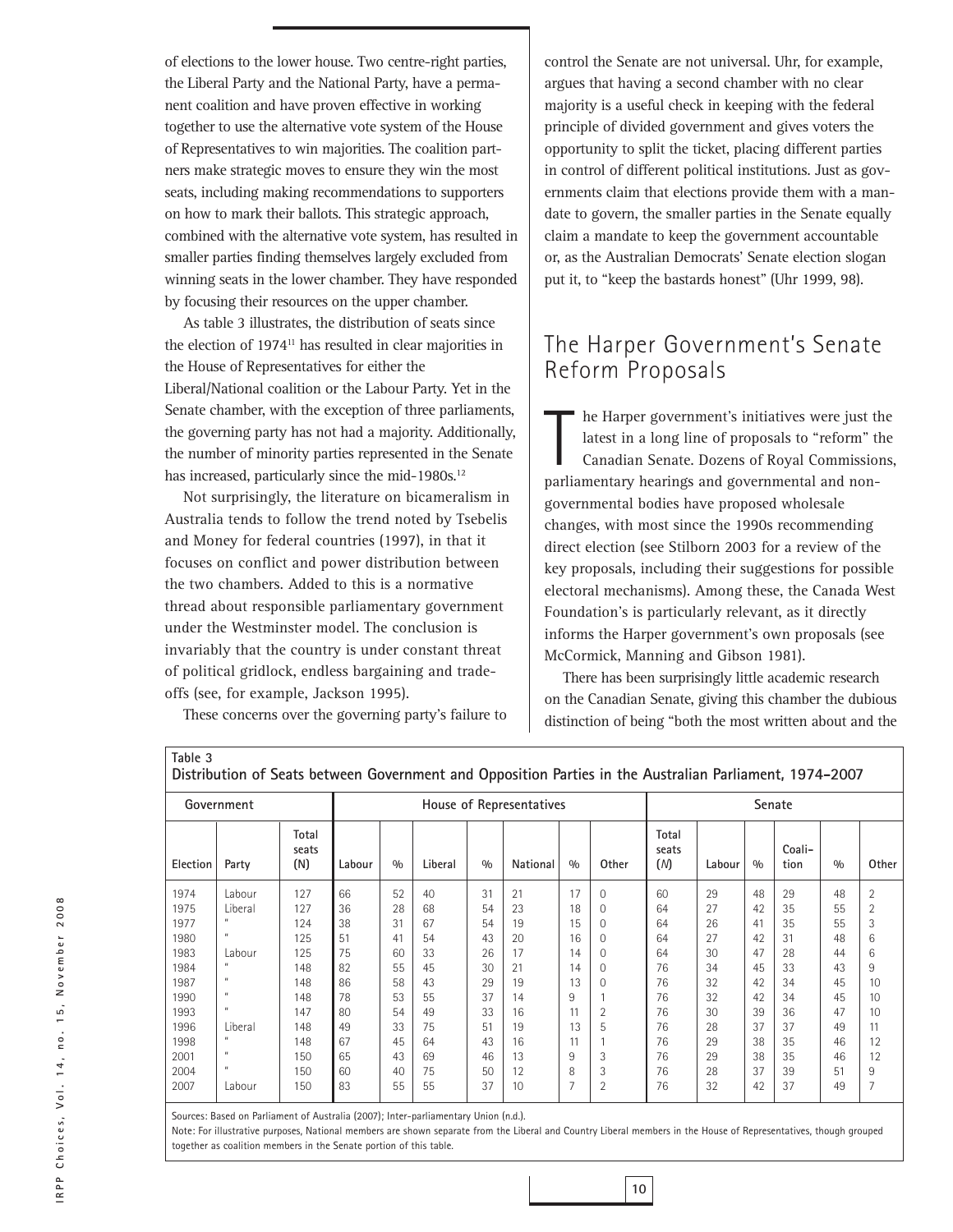of elections to the lower house. Two centre-right parties, the Liberal Party and the National Party, have a permanent coalition and have proven effective in working together to use the alternative vote system of the House of Representatives to win majorities. The coalition partners make strategic moves to ensure they win the most seats, including making recommendations to supporters on how to mark their ballots. This strategic approach, combined with the alternative vote system, has resulted in smaller parties finding themselves largely excluded from winning seats in the lower chamber. They have responded by focusing their resources on the upper chamber.

As table 3 illustrates, the distribution of seats since the election of 1974[11] has resulted in clear majorities in the House of Representatives for either the Liberal/National coalition or the Labour Party. Yet in the Senate chamber, with the exception of three parliaments, the governing party has not had a majority. Additionally, the number of minority parties represented in the Senate has increased, particularly since the mid-1980s.[12]

Not surprisingly, the literature on bicameralism in Australia tends to follow the trend noted by Tsebelis and Money for federal countries (1997), in that it focuses on conflict and power distribution between the two chambers. Added to this is a normative thread about responsible parliamentary government under the Westminster model. The conclusion is invariably that the country is under constant threat of political gridlock, endless bargaining and trade-offs (see, for example, Jackson 1995).

These concerns over the governing party's failure to control the Senate are not universal. Uhr, for example, argues that having a second chamber with no clear majority is a useful check in keeping with the federal principle of divided government and gives voters the opportunity to split the ticket, placing different parties in control of different political institutions. Just as governments claim that elections provide them with a mandate to govern, the smaller parties in the Senate equally claim a mandate to keep the government accountable or, as the Australian Democrats' Senate election slogan put it, to "keep the bastards honest" (Uhr 1999, 98).

## The Harper Government's Senate Reform Proposals

The Harper government's initiatives were just the latest in a long line of proposals to "reform" the Canadian Senate. Dozens of Royal Commissions, parliamentary hearings and governmental and nongovernmental bodies have proposed wholesale changes, with most since the 1990s recommending direct election (see Stilborn 2003 for a review of the key proposals, including their suggestions for possible electoral mechanisms). Among these, the Canada West Foundation's is particularly relevant, as it directly informs the Harper government's own proposals (see McCormick, Manning and Gibson 1981).

There has been surprisingly little academic research on the Canadian Senate, giving this chamber the dubious distinction of being "both the most written about and the

**Table 3**
**Distribution of Seats between Government and Opposition Parties in the Australian Parliament, 1974–2007**

| Government | | House of Representatives | | | | | | | | | Senate | | | | | | |
|---|---|---|---|---|---|---|---|---|---|---|---|---|---|---|---|---|---|
| Election | Party | Total seats (N) | Labour | % | Liberal | % | National | % | Other | Total seats (*N*) | Labour | % | Coali-tion | % | Other |
| 1974 | Labour | 127 | 66 | 52 | 40 | 31 | 21 | 17 | 0 | 60 | 29 | 48 | 29 | 48 | 2 |
| 1975 | Liberal | 127 | 36 | 28 | 68 | 54 | 23 | 18 | 0 | 64 | 27 | 42 | 35 | 55 | 2 |
| 1977 | " | 124 | 38 | 31 | 67 | 54 | 19 | 15 | 0 | 64 | 26 | 41 | 35 | 55 | 3 |
| 1980 | " | 125 | 51 | 41 | 54 | 43 | 20 | 16 | 0 | 64 | 27 | 42 | 31 | 48 | 6 |
| 1983 | Labour | 125 | 75 | 60 | 33 | 26 | 17 | 14 | 0 | 64 | 30 | 47 | 28 | 44 | 6 |
| 1984 | " | 148 | 82 | 55 | 45 | 30 | 21 | 14 | 0 | 76 | 34 | 45 | 33 | 43 | 9 |
| 1987 | " | 148 | 86 | 58 | 43 | 29 | 19 | 13 | 0 | 76 | 32 | 42 | 34 | 45 | 10 |
| 1990 | " | 148 | 78 | 53 | 55 | 37 | 14 | 9 | 1 | 76 | 32 | 42 | 34 | 45 | 10 |
| 1993 | " | 147 | 80 | 54 | 49 | 33 | 16 | 11 | 2 | 76 | 30 | 39 | 36 | 47 | 10 |
| 1996 | Liberal | 148 | 49 | 33 | 75 | 51 | 19 | 13 | 5 | 76 | 28 | 37 | 37 | 49 | 11 |
| 1998 | " | 148 | 67 | 45 | 64 | 43 | 16 | 11 | 1 | 76 | 29 | 38 | 35 | 46 | 12 |
| 2001 | " | 150 | 65 | 43 | 69 | 46 | 13 | 9 | 3 | 76 | 29 | 38 | 35 | 46 | 12 |
| 2004 | " | 150 | 60 | 40 | 75 | 50 | 12 | 8 | 3 | 76 | 28 | 37 | 39 | 51 | 9 |
| 2007 | Labour | 150 | 83 | 55 | 55 | 37 | 10 | 7 | 2 | 76 | 32 | 42 | 37 | 49 | 7 |

Sources: Based on Parliament of Australia (2007); Inter-parliamentary Union (n.d.).

Note: For illustrative purposes, National members are shown separate from the Liberal and Country Liberal members in the House of Representatives, though grouped together as coalition members in the Senate portion of this table.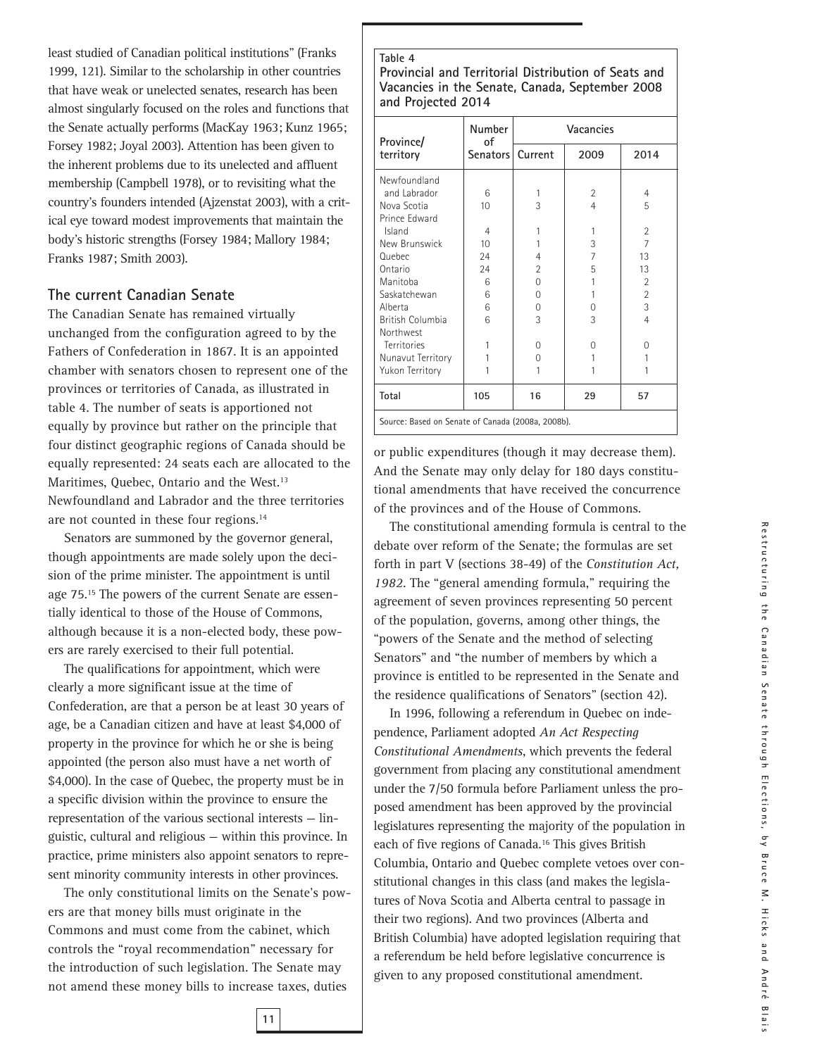least studied of Canadian political institutions" (Franks 1999, 121). Similar to the scholarship in other countries that have weak or unelected senates, research has been almost singularly focused on the roles and functions that the Senate actually performs (MacKay 1963; Kunz 1965; Forsey 1982; Joyal 2003). Attention has been given to the inherent problems due to its unelected and affluent membership (Campbell 1978), or to revisiting what the country's founders intended (Ajzenstat 2003), with a critical eye toward modest improvements that maintain the body's historic strengths (Forsey 1984; Mallory 1984; Franks 1987; Smith 2003).

## The current Canadian Senate

The Canadian Senate has remained virtually unchanged from the configuration agreed to by the Fathers of Confederation in 1867. It is an appointed chamber with senators chosen to represent one of the provinces or territories of Canada, as illustrated in table 4. The number of seats is apportioned not equally by province but rather on the principle that four distinct geographic regions of Canada should be equally represented: 24 seats each are allocated to the Maritimes, Quebec, Ontario and the West.[13] Newfoundland and Labrador and the three territories are not counted in these four regions.[14]

**Table 4**
**Provincial and Territorial Distribution of Seats and Vacancies in the Senate, Canada, September 2008 and Projected 2014**

| Province/ territory | Number of Senators | Vacancies | | |
|---|---|---|---|---|
| | | Current | 2009 | 2014 |
| Newfoundland and Labrador | 6 | 1 | 2 | 4 |
| Nova Scotia | 10 | 3 | 4 | 5 |
| Prince Edward Island | 4 | 1 | 1 | 2 |
| New Brunswick | 10 | 1 | 3 | 7 |
| Quebec | 24 | 4 | 7 | 13 |
| Ontario | 24 | 2 | 5 | 13 |
| Manitoba | 6 | 0 | 1 | 2 |
| Saskatchewan | 6 | 0 | 1 | 2 |
| Alberta | 6 | 0 | 0 | 3 |
| British Columbia | 6 | 3 | 3 | 4 |
| Northwest Territories | 1 | 0 | 0 | 0 |
| Nunavut Territory | 1 | 0 | 1 | 1 |
| Yukon Territory | 1 | 1 | 1 | 1 |
| Total | 105 | 16 | 29 | 57 |

Source: Based on Senate of Canada (2008a, 2008b).

Senators are summoned by the governor general, though appointments are made solely upon the decision of the prime minister. The appointment is until age 75.[15] The powers of the current Senate are essentially identical to those of the House of Commons, although because it is a non-elected body, these powers are rarely exercised to their full potential.

The qualifications for appointment, which were clearly a more significant issue at the time of Confederation, are that a person be at least 30 years of age, be a Canadian citizen and have at least $4,000 of property in the province for which he or she is being appointed (the person also must have a net worth of $4,000). In the case of Quebec, the property must be in a specific division within the province to ensure the representation of the various sectional interests — linguistic, cultural and religious — within this province. In practice, prime ministers also appoint senators to represent minority community interests in other provinces.

The only constitutional limits on the Senate's powers are that money bills must originate in the Commons and must come from the cabinet, which controls the "royal recommendation" necessary for the introduction of such legislation. The Senate may not amend these money bills to increase taxes, duties or public expenditures (though it may decrease them). And the Senate may only delay for 180 days constitutional amendments that have received the concurrence of the provinces and of the House of Commons.

The constitutional amending formula is central to the debate over reform of the Senate; the formulas are set forth in part V (sections 38-49) of the *Constitution Act, 1982*. The "general amending formula," requiring the agreement of seven provinces representing 50 percent of the population, governs, among other things, the "powers of the Senate and the method of selecting Senators" and "the number of members by which a province is entitled to be represented in the Senate and the residence qualifications of Senators" (section 42).

In 1996, following a referendum in Quebec on independence, Parliament adopted *An Act Respecting Constitutional Amendments*, which prevents the federal government from placing any constitutional amendment under the 7/50 formula before Parliament unless the proposed amendment has been approved by the provincial legislatures representing the majority of the population in each of five regions of Canada.[16] This gives British Columbia, Ontario and Quebec complete vetoes over constitutional changes in this class (and makes the legislatures of Nova Scotia and Alberta central to passage in their two regions). And two provinces (Alberta and British Columbia) have adopted legislation requiring that a referendum be held before legislative concurrence is given to any proposed constitutional amendment.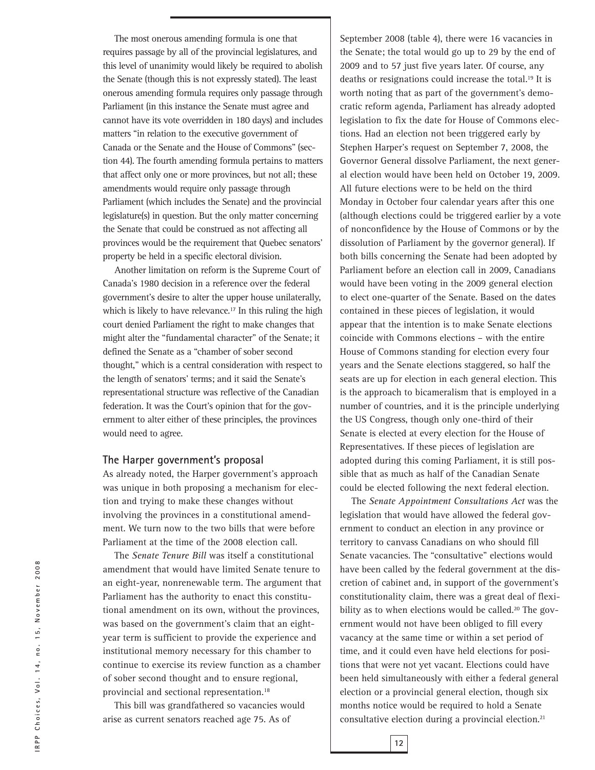The most onerous amending formula is one that requires passage by all of the provincial legislatures, and this level of unanimity would likely be required to abolish the Senate (though this is not expressly stated). The least onerous amending formula requires only passage through Parliament (in this instance the Senate must agree and cannot have its vote overridden in 180 days) and includes matters "in relation to the executive government of Canada or the Senate and the House of Commons" (section 44). The fourth amending formula pertains to matters that affect only one or more provinces, but not all; these amendments would require only passage through Parliament (which includes the Senate) and the provincial legislature(s) in question. But the only matter concerning the Senate that could be construed as not affecting all provinces would be the requirement that Quebec senators' property be held in a specific electoral division.

Another limitation on reform is the Supreme Court of Canada's 1980 decision in a reference over the federal government's desire to alter the upper house unilaterally, which is likely to have relevance.[17] In this ruling the high court denied Parliament the right to make changes that might alter the "fundamental character" of the Senate; it defined the Senate as a "chamber of sober second thought," which is a central consideration with respect to the length of senators' terms; and it said the Senate's representational structure was reflective of the Canadian federation. It was the Court's opinion that for the government to alter either of these principles, the provinces would need to agree.

## The Harper government's proposal

As already noted, the Harper government's approach was unique in both proposing a mechanism for election and trying to make these changes without involving the provinces in a constitutional amendment. We turn now to the two bills that were before Parliament at the time of the 2008 election call.

The *Senate Tenure Bill* was itself a constitutional amendment that would have limited Senate tenure to an eight-year, nonrenewable term. The argument that Parliament has the authority to enact this constitutional amendment on its own, without the provinces, was based on the government's claim that an eight-year term is sufficient to provide the experience and institutional memory necessary for this chamber to continue to exercise its review function as a chamber of sober second thought and to ensure regional, provincial and sectional representation.[18]

This bill was grandfathered so vacancies would arise as current senators reached age 75. As of September 2008 (table 4), there were 16 vacancies in the Senate; the total would go up to 29 by the end of 2009 and to 57 just five years later. Of course, any deaths or resignations could increase the total.[19] It is worth noting that as part of the government's democratic reform agenda, Parliament has already adopted legislation to fix the date for House of Commons elections. Had an election not been triggered early by Stephen Harper's request on September 7, 2008, the Governor General dissolve Parliament, the next general election would have been held on October 19, 2009. All future elections were to be held on the third Monday in October four calendar years after this one (although elections could be triggered earlier by a vote of nonconfidence by the House of Commons or by the dissolution of Parliament by the governor general). If both bills concerning the Senate had been adopted by Parliament before an election call in 2009, Canadians would have been voting in the 2009 general election to elect one-quarter of the Senate. Based on the dates contained in these pieces of legislation, it would appear that the intention is to make Senate elections coincide with Commons elections – with the entire House of Commons standing for election every four years and the Senate elections staggered, so half the seats are up for election in each general election. This is the approach to bicameralism that is employed in a number of countries, and it is the principle underlying the US Congress, though only one-third of their Senate is elected at every election for the House of Representatives. If these pieces of legislation are adopted during this coming Parliament, it is still possible that as much as half of the Canadian Senate could be elected following the next federal election.

The *Senate Appointment Consultations Act* was the legislation that would have allowed the federal government to conduct an election in any province or territory to canvass Canadians on who should fill Senate vacancies. The "consultative" elections would have been called by the federal government at the discretion of cabinet and, in support of the government's constitutionality claim, there was a great deal of flexibility as to when elections would be called.[20] The government would not have been obliged to fill every vacancy at the same time or within a set period of time, and it could even have held elections for positions that were not yet vacant. Elections could have been held simultaneously with either a federal general election or a provincial general election, though six months notice would be required to hold a Senate consultative election during a provincial election.[21]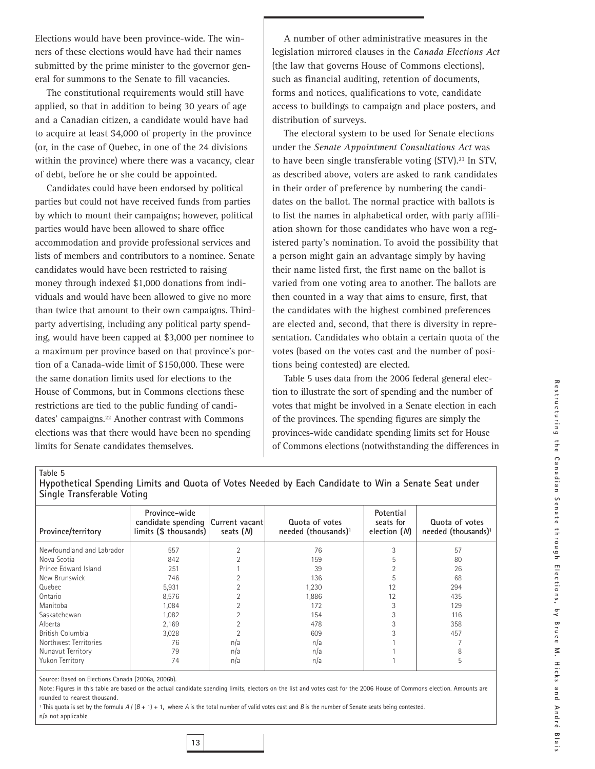Elections would have been province-wide. The winners of these elections would have had their names submitted by the prime minister to the governor general for summons to the Senate to fill vacancies.

The constitutional requirements would still have applied, so that in addition to being 30 years of age and a Canadian citizen, a candidate would have had to acquire at least $4,000 of property in the province (or, in the case of Quebec, in one of the 24 divisions within the province) where there was a vacancy, clear of debt, before he or she could be appointed.

Candidates could have been endorsed by political parties but could not have received funds from parties by which to mount their campaigns; however, political parties would have been allowed to share office accommodation and provide professional services and lists of members and contributors to a nominee. Senate candidates would have been restricted to raising money through indexed $1,000 donations from individuals and would have been allowed to give no more than twice that amount to their own campaigns. Third-party advertising, including any political party spending, would have been capped at $3,000 per nominee to a maximum per province based on that province's portion of a Canada-wide limit of $150,000. These were the same donation limits used for elections to the House of Commons, but in Commons elections these restrictions are tied to the public funding of candidates' campaigns.[22] Another contrast with Commons elections was that there would have been no spending limits for Senate candidates themselves.

A number of other administrative measures in the legislation mirrored clauses in the *Canada Elections Act* (the law that governs House of Commons elections), such as financial auditing, retention of documents, forms and notices, qualifications to vote, candidate access to buildings to campaign and place posters, and distribution of surveys.

The electoral system to be used for Senate elections under the *Senate Appointment Consultations Act* was to have been single transferable voting (STV).[23] In STV, as described above, voters are asked to rank candidates in their order of preference by numbering the candidates on the ballot. The normal practice with ballots is to list the names in alphabetical order, with party affiliation shown for those candidates who have won a registered party's nomination. To avoid the possibility that a person might gain an advantage simply by having their name listed first, the first name on the ballot is varied from one voting area to another. The ballots are then counted in a way that aims to ensure, first, that the candidates with the highest combined preferences are elected and, second, that there is diversity in representation. Candidates who obtain a certain quota of the votes (based on the votes cast and the number of positions being contested) are elected.

Table 5 uses data from the 2006 federal general election to illustrate the sort of spending and the number of votes that might be involved in a Senate election in each of the provinces. The spending figures are simply the provinces-wide candidate spending limits set for House of Commons elections (notwithstanding the differences in

**Table 5**
**Hypothetical Spending Limits and Quota of Votes Needed by Each Candidate to Win a Senate Seat under Single Transferable Voting**

| Province/territory | Province-wide candidate spending limits ($ thousands) | Current vacant seats (*N*) | Quota of votes needed (thousands)[1] | Potential seats for election (*N*) | Quota of votes needed (thousands)[1] |
|---|---|---|---|---|---|
| Newfoundland and Labrador | 557 | 2 | 76 | 3 | 57 |
| Nova Scotia | 842 | 2 | 159 | 5 | 80 |
| Prince Edward Island | 251 | 1 | 39 | 2 | 26 |
| New Brunswick | 746 | 2 | 136 | 5 | 68 |
| Quebec | 5,931 | 2 | 1,230 | 12 | 294 |
| Ontario | 8,576 | 2 | 1,886 | 12 | 435 |
| Manitoba | 1,084 | 2 | 172 | 3 | 129 |
| Saskatchewan | 1,082 | 2 | 154 | 3 | 116 |
| Alberta | 2,169 | 2 | 478 | 3 | 358 |
| British Columbia | 3,028 | 2 | 609 | 3 | 457 |
| Northwest Territories | 76 | n/a | n/a | 1 | 7 |
| Nunavut Territory | 79 | n/a | n/a | 1 | 8 |
| Yukon Territory | 74 | n/a | n/a | 1 | 5 |

Source: Based on Elections Canada (2006a, 2006b).

Note: Figures in this table are based on the actual candidate spending limits, electors on the list and votes cast for the 2006 House of Commons election. Amounts are rounded to nearest thousand.

[1] This quota is set by the formula $A / (B + 1) + 1$, where $A$ is the total number of valid votes cast and $B$ is the number of Senate seats being contested.

n/a not applicable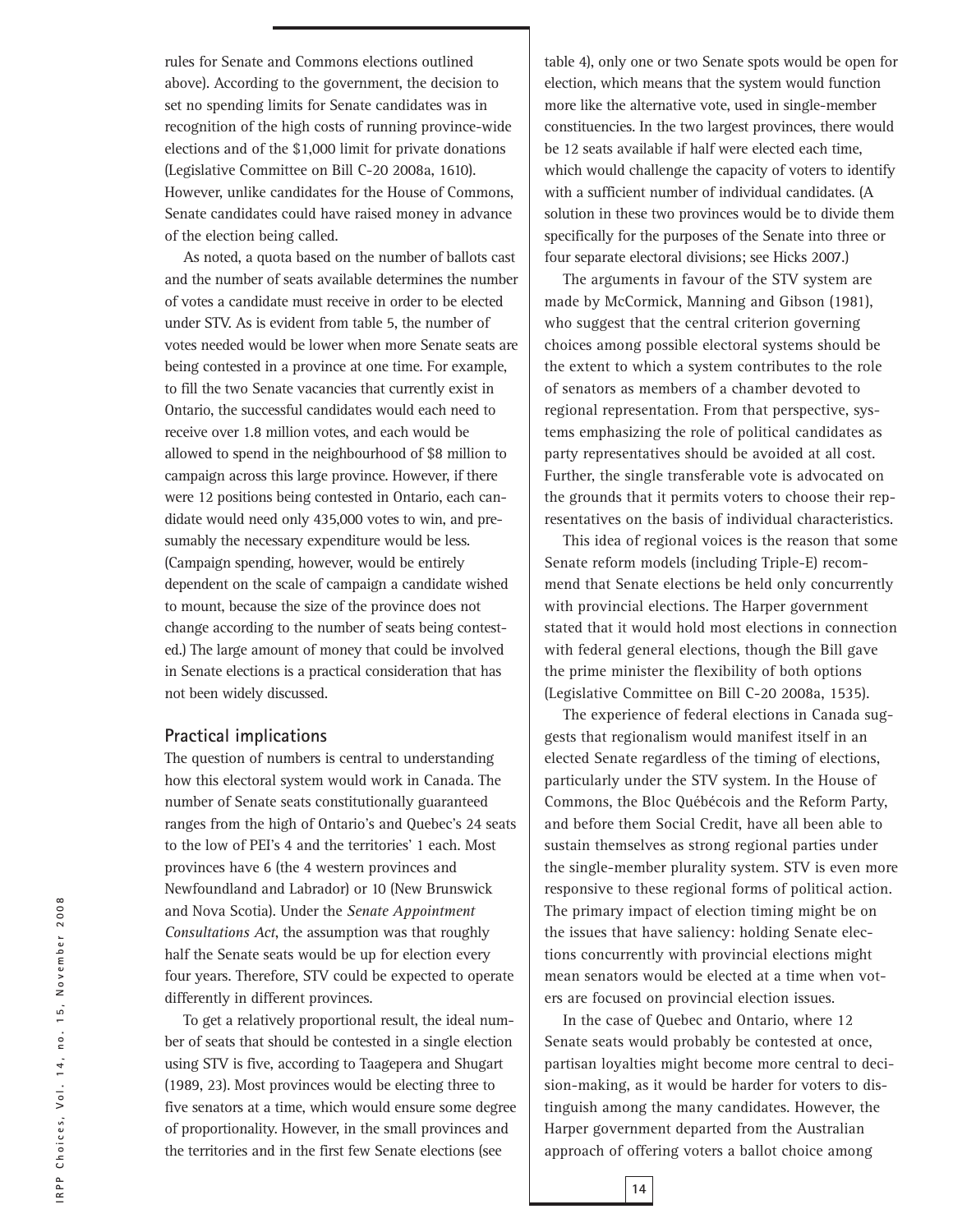rules for Senate and Commons elections outlined above). According to the government, the decision to set no spending limits for Senate candidates was in recognition of the high costs of running province-wide elections and of the $1,000 limit for private donations (Legislative Committee on Bill C-20 2008a, 1610). However, unlike candidates for the House of Commons, Senate candidates could have raised money in advance of the election being called.

As noted, a quota based on the number of ballots cast and the number of seats available determines the number of votes a candidate must receive in order to be elected under STV. As is evident from table 5, the number of votes needed would be lower when more Senate seats are being contested in a province at one time. For example, to fill the two Senate vacancies that currently exist in Ontario, the successful candidates would each need to receive over 1.8 million votes, and each would be allowed to spend in the neighbourhood of $8 million to campaign across this large province. However, if there were 12 positions being contested in Ontario, each candidate would need only 435,000 votes to win, and presumably the necessary expenditure would be less. (Campaign spending, however, would be entirely dependent on the scale of campaign a candidate wished to mount, because the size of the province does not change according to the number of seats being contested.) The large amount of money that could be involved in Senate elections is a practical consideration that has not been widely discussed.

## Practical implications

The question of numbers is central to understanding how this electoral system would work in Canada. The number of Senate seats constitutionally guaranteed ranges from the high of Ontario's and Quebec's 24 seats to the low of PEI's 4 and the territories' 1 each. Most provinces have 6 (the 4 western provinces and Newfoundland and Labrador) or 10 (New Brunswick and Nova Scotia). Under the *Senate Appointment Consultations Act*, the assumption was that roughly half the Senate seats would be up for election every four years. Therefore, STV could be expected to operate differently in different provinces.

To get a relatively proportional result, the ideal number of seats that should be contested in a single election using STV is five, according to Taagepera and Shugart (1989, 23). Most provinces would be electing three to five senators at a time, which would ensure some degree of proportionality. However, in the small provinces and the territories and in the first few Senate elections (see table 4), only one or two Senate spots would be open for election, which means that the system would function more like the alternative vote, used in single-member constituencies. In the two largest provinces, there would be 12 seats available if half were elected each time, which would challenge the capacity of voters to identify with a sufficient number of individual candidates. (A solution in these two provinces would be to divide them specifically for the purposes of the Senate into three or four separate electoral divisions; see Hicks 2007.)

The arguments in favour of the STV system are made by McCormick, Manning and Gibson (1981), who suggest that the central criterion governing choices among possible electoral systems should be the extent to which a system contributes to the role of senators as members of a chamber devoted to regional representation. From that perspective, systems emphasizing the role of political candidates as party representatives should be avoided at all cost. Further, the single transferable vote is advocated on the grounds that it permits voters to choose their representatives on the basis of individual characteristics.

This idea of regional voices is the reason that some Senate reform models (including Triple-E) recommend that Senate elections be held only concurrently with provincial elections. The Harper government stated that it would hold most elections in connection with federal general elections, though the Bill gave the prime minister the flexibility of both options (Legislative Committee on Bill C-20 2008a, 1535).

The experience of federal elections in Canada suggests that regionalism would manifest itself in an elected Senate regardless of the timing of elections, particularly under the STV system. In the House of Commons, the Bloc Québécois and the Reform Party, and before them Social Credit, have all been able to sustain themselves as strong regional parties under the single-member plurality system. STV is even more responsive to these regional forms of political action. The primary impact of election timing might be on the issues that have saliency: holding Senate elections concurrently with provincial elections might mean senators would be elected at a time when voters are focused on provincial election issues.

In the case of Quebec and Ontario, where 12 Senate seats would probably be contested at once, partisan loyalties might become more central to decision-making, as it would be harder for voters to distinguish among the many candidates. However, the Harper government departed from the Australian approach of offering voters a ballot choice among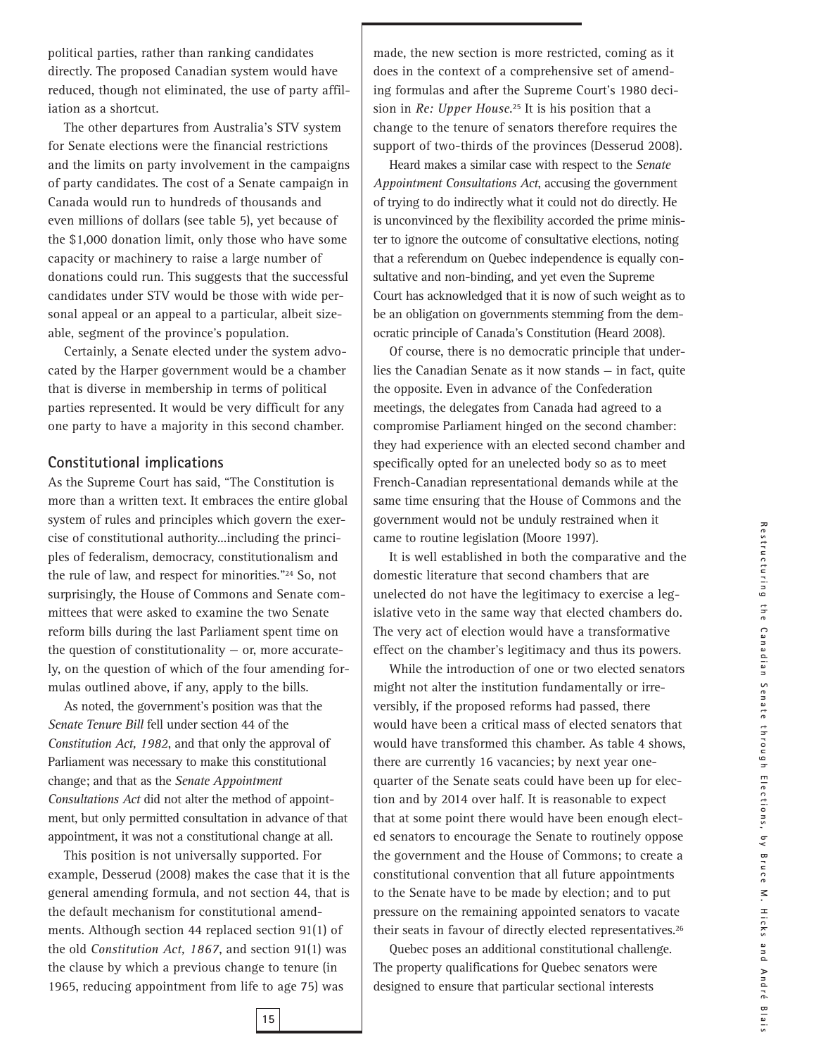political parties, rather than ranking candidates directly. The proposed Canadian system would have reduced, though not eliminated, the use of party affiliation as a shortcut.

The other departures from Australia's STV system for Senate elections were the financial restrictions and the limits on party involvement in the campaigns of party candidates. The cost of a Senate campaign in Canada would run to hundreds of thousands and even millions of dollars (see table 5), yet because of the $1,000 donation limit, only those who have some capacity or machinery to raise a large number of donations could run. This suggests that the successful candidates under STV would be those with wide personal appeal or an appeal to a particular, albeit sizeable, segment of the province's population.

Certainly, a Senate elected under the system advocated by the Harper government would be a chamber that is diverse in membership in terms of political parties represented. It would be very difficult for any one party to have a majority in this second chamber.

## Constitutional implications

As the Supreme Court has said, "The Constitution is more than a written text. It embraces the entire global system of rules and principles which govern the exercise of constitutional authority...including the principles of federalism, democracy, constitutionalism and the rule of law, and respect for minorities."[24] So, not surprisingly, the House of Commons and Senate committees that were asked to examine the two Senate reform bills during the last Parliament spent time on the question of constitutionality — or, more accurately, on the question of which of the four amending formulas outlined above, if any, apply to the bills.

As noted, the government's position was that the *Senate Tenure Bill* fell under section 44 of the *Constitution Act, 1982*, and that only the approval of Parliament was necessary to make this constitutional change; and that as the *Senate Appointment Consultations Act* did not alter the method of appointment, but only permitted consultation in advance of that appointment, it was not a constitutional change at all.

This position is not universally supported. For example, Desserud (2008) makes the case that it is the general amending formula, and not section 44, that is the default mechanism for constitutional amendments. Although section 44 replaced section 91(1) of the old *Constitution Act, 1867*, and section 91(1) was the clause by which a previous change to tenure (in 1965, reducing appointment from life to age 75) was made, the new section is more restricted, coming as it does in the context of a comprehensive set of amending formulas and after the Supreme Court's 1980 decision in *Re: Upper House*.[25] It is his position that a change to the tenure of senators therefore requires the support of two-thirds of the provinces (Desserud 2008).

Heard makes a similar case with respect to the *Senate Appointment Consultations Act*, accusing the government of trying to do indirectly what it could not do directly. He is unconvinced by the flexibility accorded the prime minister to ignore the outcome of consultative elections, noting that a referendum on Quebec independence is equally consultative and non-binding, and yet even the Supreme Court has acknowledged that it is now of such weight as to be an obligation on governments stemming from the democratic principle of Canada's Constitution (Heard 2008).

Of course, there is no democratic principle that underlies the Canadian Senate as it now stands — in fact, quite the opposite. Even in advance of the Confederation meetings, the delegates from Canada had agreed to a compromise Parliament hinged on the second chamber: they had experience with an elected second chamber and specifically opted for an unelected body so as to meet French-Canadian representational demands while at the same time ensuring that the House of Commons and the government would not be unduly restrained when it came to routine legislation (Moore 1997).

It is well established in both the comparative and the domestic literature that second chambers that are unelected do not have the legitimacy to exercise a legislative veto in the same way that elected chambers do. The very act of election would have a transformative effect on the chamber's legitimacy and thus its powers.

While the introduction of one or two elected senators might not alter the institution fundamentally or irreversibly, if the proposed reforms had passed, there would have been a critical mass of elected senators that would have transformed this chamber. As table 4 shows, there are currently 16 vacancies; by next year one-quarter of the Senate seats could have been up for election and by 2014 over half. It is reasonable to expect that at some point there would have been enough elected senators to encourage the Senate to routinely oppose the government and the House of Commons; to create a constitutional convention that all future appointments to the Senate have to be made by election; and to put pressure on the remaining appointed senators to vacate their seats in favour of directly elected representatives.[26]

Quebec poses an additional constitutional challenge. The property qualifications for Quebec senators were designed to ensure that particular sectional interests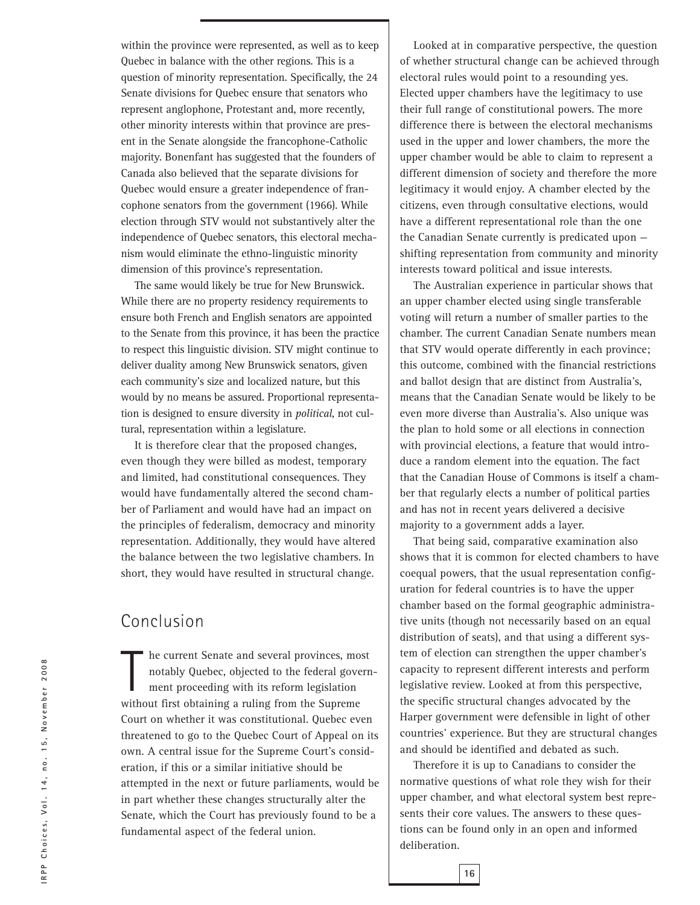within the province were represented, as well as to keep Quebec in balance with the other regions. This is a question of minority representation. Specifically, the 24 Senate divisions for Quebec ensure that senators who represent anglophone, Protestant and, more recently, other minority interests within that province are present in the Senate alongside the francophone-Catholic majority. Bonenfant has suggested that the founders of Canada also believed that the separate divisions for Quebec would ensure a greater independence of francophone senators from the government (1966). While election through STV would not substantively alter the independence of Quebec senators, this electoral mechanism would eliminate the ethno-linguistic minority dimension of this province's representation.

The same would likely be true for New Brunswick. While there are no property residency requirements to ensure both French and English senators are appointed to the Senate from this province, it has been the practice to respect this linguistic division. STV might continue to deliver duality among New Brunswick senators, given each community's size and localized nature, but this would by no means be assured. Proportional representation is designed to ensure diversity in *political*, not cultural, representation within a legislature.

It is therefore clear that the proposed changes, even though they were billed as modest, temporary and limited, had constitutional consequences. They would have fundamentally altered the second chamber of Parliament and would have had an impact on the principles of federalism, democracy and minority representation. Additionally, they would have altered the balance between the two legislative chambers. In short, they would have resulted in structural change.

## Conclusion

The current Senate and several provinces, most notably Quebec, objected to the federal government proceeding with its reform legislation without first obtaining a ruling from the Supreme Court on whether it was constitutional. Quebec even threatened to go to the Quebec Court of Appeal on its own. A central issue for the Supreme Court's consideration, if this or a similar initiative should be attempted in the next or future parliaments, would be in part whether these changes structurally alter the Senate, which the Court has previously found to be a fundamental aspect of the federal union.

Looked at in comparative perspective, the question of whether structural change can be achieved through electoral rules would point to a resounding yes. Elected upper chambers have the legitimacy to use their full range of constitutional powers. The more difference there is between the electoral mechanisms used in the upper and lower chambers, the more the upper chamber would be able to claim to represent a different dimension of society and therefore the more legitimacy it would enjoy. A chamber elected by the citizens, even through consultative elections, would have a different representational role than the one the Canadian Senate currently is predicated upon — shifting representation from community and minority interests toward political and issue interests.

The Australian experience in particular shows that an upper chamber elected using single transferable voting will return a number of smaller parties to the chamber. The current Canadian Senate numbers mean that STV would operate differently in each province; this outcome, combined with the financial restrictions and ballot design that are distinct from Australia's, means that the Canadian Senate would be likely to be even more diverse than Australia's. Also unique was the plan to hold some or all elections in connection with provincial elections, a feature that would introduce a random element into the equation. The fact that the Canadian House of Commons is itself a chamber that regularly elects a number of political parties and has not in recent years delivered a decisive majority to a government adds a layer.

That being said, comparative examination also shows that it is common for elected chambers to have coequal powers, that the usual representation configuration for federal countries is to have the upper chamber based on the formal geographic administrative units (though not necessarily based on an equal distribution of seats), and that using a different system of election can strengthen the upper chamber's capacity to represent different interests and perform legislative review. Looked at from this perspective, the specific structural changes advocated by the Harper government were defensible in light of other countries' experience. But they are structural changes and should be identified and debated as such.

Therefore it is up to Canadians to consider the normative questions of what role they wish for their upper chamber, and what electoral system best represents their core values. The answers to these questions can be found only in an open and informed deliberation.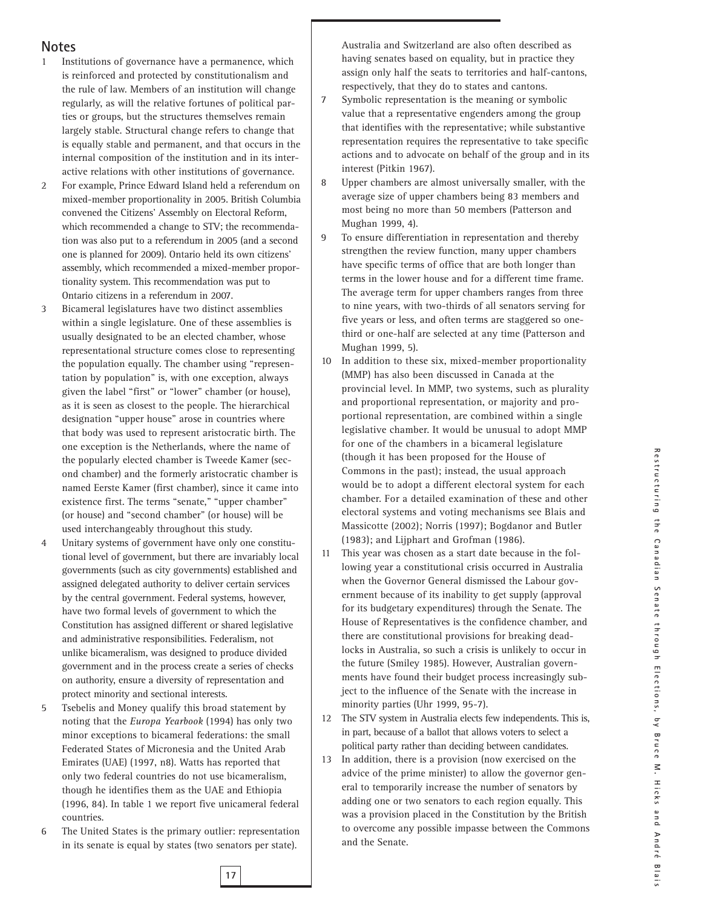## Notes

1. Institutions of governance have a permanence, which is reinforced and protected by constitutionalism and the rule of law. Members of an institution will change regularly, as will the relative fortunes of political parties or groups, but the structures themselves remain largely stable. Structural change refers to change that is equally stable and permanent, and that occurs in the internal composition of the institution and in its interactive relations with other institutions of governance.
2. For example, Prince Edward Island held a referendum on mixed-member proportionality in 2005. British Columbia convened the Citizens' Assembly on Electoral Reform, which recommended a change to STV; the recommendation was also put to a referendum in 2005 (and a second one is planned for 2009). Ontario held its own citizens' assembly, which recommended a mixed-member proportionality system. This recommendation was put to Ontario citizens in a referendum in 2007.
3. Bicameral legislatures have two distinct assemblies within a single legislature. One of these assemblies is usually designated to be an elected chamber, whose representational structure comes close to representing the population equally. The chamber using "representation by population" is, with one exception, always given the label "first" or "lower" chamber (or house), as it is seen as closest to the people. The hierarchical designation "upper house" arose in countries where that body was used to represent aristocratic birth. The one exception is the Netherlands, where the name of the popularly elected chamber is Tweede Kamer (second chamber) and the formerly aristocratic chamber is named Eerste Kamer (first chamber), since it came into existence first. The terms "senate," "upper chamber" (or house) and "second chamber" (or house) will be used interchangeably throughout this study.
4. Unitary systems of government have only one constitutional level of government, but there are invariably local governments (such as city governments) established and assigned delegated authority to deliver certain services by the central government. Federal systems, however, have two formal levels of government to which the Constitution has assigned different or shared legislative and administrative responsibilities. Federalism, not unlike bicameralism, was designed to produce divided government and in the process create a series of checks on authority, ensure a diversity of representation and protect minority and sectional interests.
5. Tsebelis and Money qualify this broad statement by noting that the *Europa Yearbook* (1994) has only two minor exceptions to bicameral federations: the small Federated States of Micronesia and the United Arab Emirates (UAE) (1997, n8). Watts has reported that only two federal countries do not use bicameralism, though he identifies them as the UAE and Ethiopia (1996, 84). In table 1 we report five unicameral federal countries.
6. The United States is the primary outlier: representation in its senate is equal by states (two senators per state). Australia and Switzerland are also often described as having senates based on equality, but in practice they assign only half the seats to territories and half-cantons, respectively, that they do to states and cantons.
7. Symbolic representation is the meaning or symbolic value that a representative engenders among the group that identifies with the representative; while substantive representation requires the representative to take specific actions and to advocate on behalf of the group and in its interest (Pitkin 1967).
8. Upper chambers are almost universally smaller, with the average size of upper chambers being 83 members and most being no more than 50 members (Patterson and Mughan 1999, 4).
9. To ensure differentiation in representation and thereby strengthen the review function, many upper chambers have specific terms of office that are both longer than terms in the lower house and for a different time frame. The average term for upper chambers ranges from three to nine years, with two-thirds of all senators serving for five years or less, and often terms are staggered so one-third or one-half are selected at any time (Patterson and Mughan 1999, 5).
10. In addition to these six, mixed-member proportionality (MMP) has also been discussed in Canada at the provincial level. In MMP, two systems, such as plurality and proportional representation, or majority and proportional representation, are combined within a single legislative chamber. It would be unusual to adopt MMP for one of the chambers in a bicameral legislature (though it has been proposed for the House of Commons in the past); instead, the usual approach would be to adopt a different electoral system for each chamber. For a detailed examination of these and other electoral systems and voting mechanisms see Blais and Massicotte (2002); Norris (1997); Bogdanor and Butler (1983); and Lijphart and Grofman (1986).
11. This year was chosen as a start date because in the following year a constitutional crisis occurred in Australia when the Governor General dismissed the Labour government because of its inability to get supply (approval for its budgetary expenditures) through the Senate. The House of Representatives is the confidence chamber, and there are constitutional provisions for breaking deadlocks in Australia, so such a crisis is unlikely to occur in the future (Smiley 1985). However, Australian governments have found their budget process increasingly subject to the influence of the Senate with the increase in minority parties (Uhr 1999, 95-7).
12. The STV system in Australia elects few independents. This is, in part, because of a ballot that allows voters to select a political party rather than deciding between candidates.
13. In addition, there is a provision (now exercised on the advice of the prime minister) to allow the governor general to temporarily increase the number of senators by adding one or two senators to each region equally. This was a provision placed in the Constitution by the British to overcome any possible impasse between the Commons and the Senate.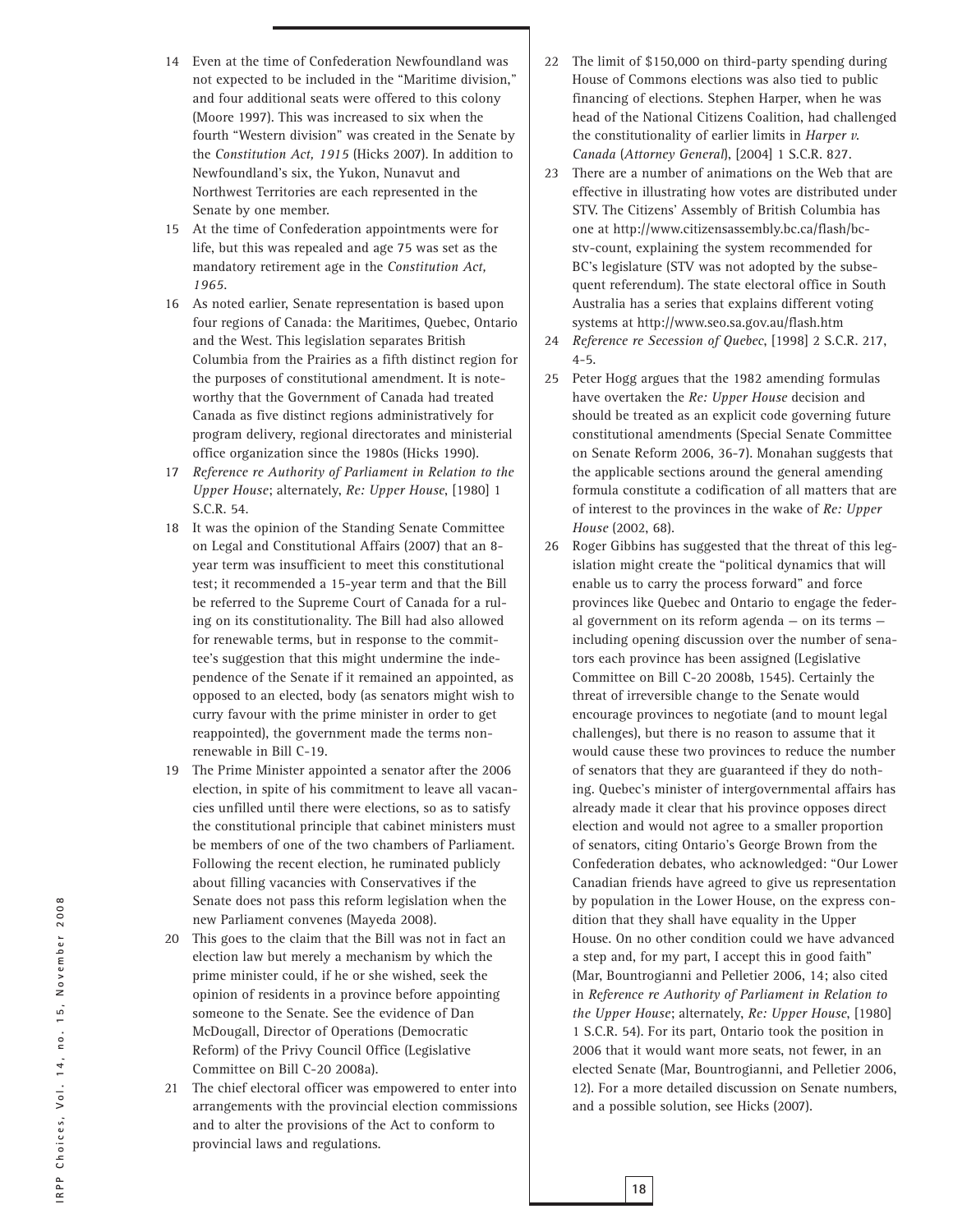14 Even at the time of Confederation Newfoundland was not expected to be included in the "Maritime division," and four additional seats were offered to this colony (Moore 1997). This was increased to six when the fourth "Western division" was created in the Senate by the *Constitution Act, 1915* (Hicks 2007). In addition to Newfoundland's six, the Yukon, Nunavut and Northwest Territories are each represented in the Senate by one member.

15 At the time of Confederation appointments were for life, but this was repealed and age 75 was set as the mandatory retirement age in the *Constitution Act, 1965*.

16 As noted earlier, Senate representation is based upon four regions of Canada: the Maritimes, Quebec, Ontario and the West. This legislation separates British Columbia from the Prairies as a fifth distinct region for the purposes of constitutional amendment. It is noteworthy that the Government of Canada had treated Canada as five distinct regions administratively for program delivery, regional directorates and ministerial office organization since the 1980s (Hicks 1990).

17 *Reference re Authority of Parliament in Relation to the Upper House*; alternately, *Re: Upper House*, [1980] 1 S.C.R. 54.

18 It was the opinion of the Standing Senate Committee on Legal and Constitutional Affairs (2007) that an 8-year term was insufficient to meet this constitutional test; it recommended a 15-year term and that the Bill be referred to the Supreme Court of Canada for a ruling on its constitutionality. The Bill had also allowed for renewable terms, but in response to the committee's suggestion that this might undermine the independence of the Senate if it remained an appointed, as opposed to an elected, body (as senators might wish to curry favour with the prime minister in order to get reappointed), the government made the terms nonrenewable in Bill C-19.

19 The Prime Minister appointed a senator after the 2006 election, in spite of his commitment to leave all vacancies unfilled until there were elections, so as to satisfy the constitutional principle that cabinet ministers must be members of one of the two chambers of Parliament. Following the recent election, he ruminated publicly about filling vacancies with Conservatives if the Senate does not pass this reform legislation when the new Parliament convenes (Mayeda 2008).

20 This goes to the claim that the Bill was not in fact an election law but merely a mechanism by which the prime minister could, if he or she wished, seek the opinion of residents in a province before appointing someone to the Senate. See the evidence of Dan McDougall, Director of Operations (Democratic Reform) of the Privy Council Office (Legislative Committee on Bill C-20 2008a).

21 The chief electoral officer was empowered to enter into arrangements with the provincial election commissions and to alter the provisions of the Act to conform to provincial laws and regulations.

22 The limit of $150,000 on third-party spending during House of Commons elections was also tied to public financing of elections. Stephen Harper, when he was head of the National Citizens Coalition, had challenged the constitutionality of earlier limits in *Harper v. Canada* (*Attorney General*), [2004] 1 S.C.R. 827.

23 There are a number of animations on the Web that are effective in illustrating how votes are distributed under STV. The Citizens' Assembly of British Columbia has one at http://www.citizensassembly.bc.ca/flash/bc-stv-count, explaining the system recommended for BC's legislature (STV was not adopted by the subsequent referendum). The state electoral office in South Australia has a series that explains different voting systems at http://www.seo.sa.gov.au/flash.htm

24 *Reference re Secession of Quebec*, [1998] 2 S.C.R. 217, 4-5.

25 Peter Hogg argues that the 1982 amending formulas have overtaken the *Re: Upper House* decision and should be treated as an explicit code governing future constitutional amendments (Special Senate Committee on Senate Reform 2006, 36-7). Monahan suggests that the applicable sections around the general amending formula constitute a codification of all matters that are of interest to the provinces in the wake of *Re: Upper House* (2002, 68).

26 Roger Gibbins has suggested that the threat of this legislation might create the "political dynamics that will enable us to carry the process forward" and force provinces like Quebec and Ontario to engage the federal government on its reform agenda — on its terms — including opening discussion over the number of senators each province has been assigned (Legislative Committee on Bill C-20 2008b, 1545). Certainly the threat of irreversible change to the Senate would encourage provinces to negotiate (and to mount legal challenges), but there is no reason to assume that it would cause these two provinces to reduce the number of senators that they are guaranteed if they do nothing. Quebec's minister of intergovernmental affairs has already made it clear that his province opposes direct election and would not agree to a smaller proportion of senators, citing Ontario's George Brown from the Confederation debates, who acknowledged: "Our Lower Canadian friends have agreed to give us representation by population in the Lower House, on the express condition that they shall have equality in the Upper House. On no other condition could we have advanced a step and, for my part, I accept this in good faith" (Mar, Bountrogianni and Pelletier 2006, 14; also cited in *Reference re Authority of Parliament in Relation to the Upper House*; alternately, *Re: Upper House*, [1980] 1 S.C.R. 54). For its part, Ontario took the position in 2006 that it would want more seats, not fewer, in an elected Senate (Mar, Bountrogianni, and Pelletier 2006, 12). For a more detailed discussion on Senate numbers, and a possible solution, see Hicks (2007).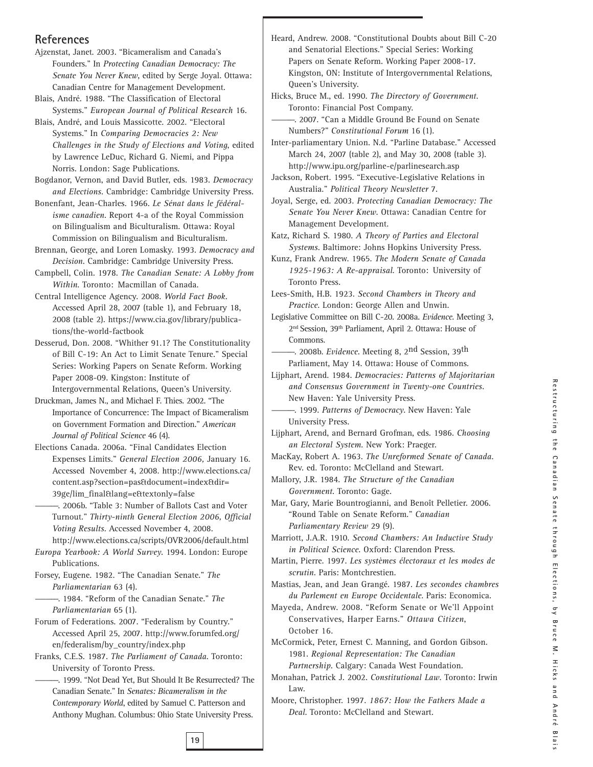## References

Ajzenstat, Janet. 2003. "Bicameralism and Canada's Founders." In *Protecting Canadian Democracy: The Senate You Never Knew*, edited by Serge Joyal. Ottawa: Canadian Centre for Management Development.

Blais, André. 1988. "The Classification of Electoral Systems." *European Journal of Political Research* 16.

Blais, André, and Louis Massicotte. 2002. "Electoral Systems." In *Comparing Democracies 2: New Challenges in the Study of Elections and Voting*, edited by Lawrence LeDuc, Richard G. Niemi, and Pippa Norris. London: Sage Publications.

Bogdanor, Vernon, and David Butler, eds. 1983. *Democracy and Elections*. Cambridge: Cambridge University Press.

Bonenfant, Jean-Charles. 1966. *Le Sénat dans le fédéralisme canadien*. Report 4-a of the Royal Commission on Bilingualism and Biculturalism. Ottawa: Royal Commission on Bilingualism and Biculturalism.

Brennan, George, and Loren Lomasky. 1993. *Democracy and Decision*. Cambridge: Cambridge University Press.

Campbell, Colin. 1978. *The Canadian Senate: A Lobby from Within*. Toronto: Macmillan of Canada.

Central Intelligence Agency. 2008. *World Fact Book*. Accessed April 28, 2007 (table 1), and February 18, 2008 (table 2). https://www.cia.gov/library/publications/the-world-factbook

Desserud, Don. 2008. "Whither 91.1? The Constitutionality of Bill C-19: An Act to Limit Senate Tenure." Special Series: Working Papers on Senate Reform. Working Paper 2008-09. Kingston: Institute of Intergovernmental Relations, Queen's University.

Druckman, James N., and Michael F. Thies. 2002. "The Importance of Concurrence: The Impact of Bicameralism on Government Formation and Direction." *American Journal of Political Science* 46 (4).

Elections Canada. 2006a. "Final Candidates Election Expenses Limits." *General Election 2006*, January 16. Accessed November 4, 2008. http://www.elections.ca/content.asp?section=pas&document=index&dir=39ge/lim_final&lang=e&textonly=false

———. 2006b. "Table 3: Number of Ballots Cast and Voter Turnout." *Thirty-ninth General Election 2006, Official Voting Results*. Accessed November 4, 2008. http://www.elections.ca/scripts/OVR2006/default.html

*Europa Yearbook: A World Survey*. 1994. London: Europe Publications.

Forsey, Eugene. 1982. "The Canadian Senate." *The Parliamentarian* 63 (4).

———. 1984. "Reform of the Canadian Senate." *The Parliamentarian* 65 (1).

Forum of Federations. 2007. "Federalism by Country." Accessed April 25, 2007. http://www.forumfed.org/en/federalism/by_country/index.php

Franks, C.E.S. 1987. *The Parliament of Canada*. Toronto: University of Toronto Press.

———. 1999. "Not Dead Yet, But Should It Be Resurrected? The Canadian Senate." In *Senates: Bicameralism in the Contemporary World*, edited by Samuel C. Patterson and Anthony Mughan. Columbus: Ohio State University Press.

Heard, Andrew. 2008. "Constitutional Doubts about Bill C-20 and Senatorial Elections." Special Series: Working Papers on Senate Reform. Working Paper 2008-17. Kingston, ON: Institute of Intergovernmental Relations, Queen's University.

Hicks, Bruce M., ed. 1990. *The Directory of Government*. Toronto: Financial Post Company.

———. 2007. "Can a Middle Ground Be Found on Senate Numbers?" *Constitutional Forum* 16 (1).

Inter-parliamentary Union. N.d. "Parline Database." Accessed March 24, 2007 (table 2), and May 30, 2008 (table 3). http://www.ipu.org/parline-e/parlinesearch.asp

Jackson, Robert. 1995. "Executive-Legislative Relations in Australia." *Political Theory Newsletter* 7.

Joyal, Serge, ed. 2003. *Protecting Canadian Democracy: The Senate You Never Knew*. Ottawa: Canadian Centre for Management Development.

Katz, Richard S. 1980. *A Theory of Parties and Electoral Systems*. Baltimore: Johns Hopkins University Press.

Kunz, Frank Andrew. 1965. *The Modern Senate of Canada 1925-1963: A Re-appraisal*. Toronto: University of Toronto Press.

Lees-Smith, H.B. 1923. *Second Chambers in Theory and Practice*. London: George Allen and Unwin.

Legislative Committee on Bill C-20. 2008a. *Evidence*. Meeting 3, 2nd Session, 39th Parliament, April 2. Ottawa: House of Commons.

———. 2008b. *Evidence*. Meeting 8, 2nd Session, 39th Parliament, May 14. Ottawa: House of Commons.

Lijphart, Arend. 1984. *Democracies: Patterns of Majoritarian and Consensus Government in Twenty-one Countries*. New Haven: Yale University Press.

———. 1999. *Patterns of Democracy*. New Haven: Yale University Press.

Lijphart, Arend, and Bernard Grofman, eds. 1986. *Choosing an Electoral System*. New York: Praeger.

MacKay, Robert A. 1963. *The Unreformed Senate of Canada*. Rev. ed. Toronto: McClelland and Stewart.

Mallory, J.R. 1984. *The Structure of the Canadian Government*. Toronto: Gage.

Mar, Gary, Marie Bountrogianni, and Benoît Pelletier. 2006. "Round Table on Senate Reform." *Canadian Parliamentary Review* 29 (9).

Marriott, J.A.R. 1910. *Second Chambers: An Inductive Study in Political Science*. Oxford: Clarendon Press.

Martin, Pierre. 1997. *Les systèmes électoraux et les modes de scrutin*. Paris: Montchrestien.

Mastias, Jean, and Jean Grangé. 1987. *Les secondes chambres du Parlement en Europe Occidentale*. Paris: Economica.

Mayeda, Andrew. 2008. "Reform Senate or We'll Appoint Conservatives, Harper Earns." *Ottawa Citizen*, October 16.

McCormick, Peter, Ernest C. Manning, and Gordon Gibson. 1981. *Regional Representation: The Canadian Partnership*. Calgary: Canada West Foundation.

Monahan, Patrick J. 2002. *Constitutional Law*. Toronto: Irwin Law.

Moore, Christopher. 1997. *1867: How the Fathers Made a Deal*. Toronto: McClelland and Stewart.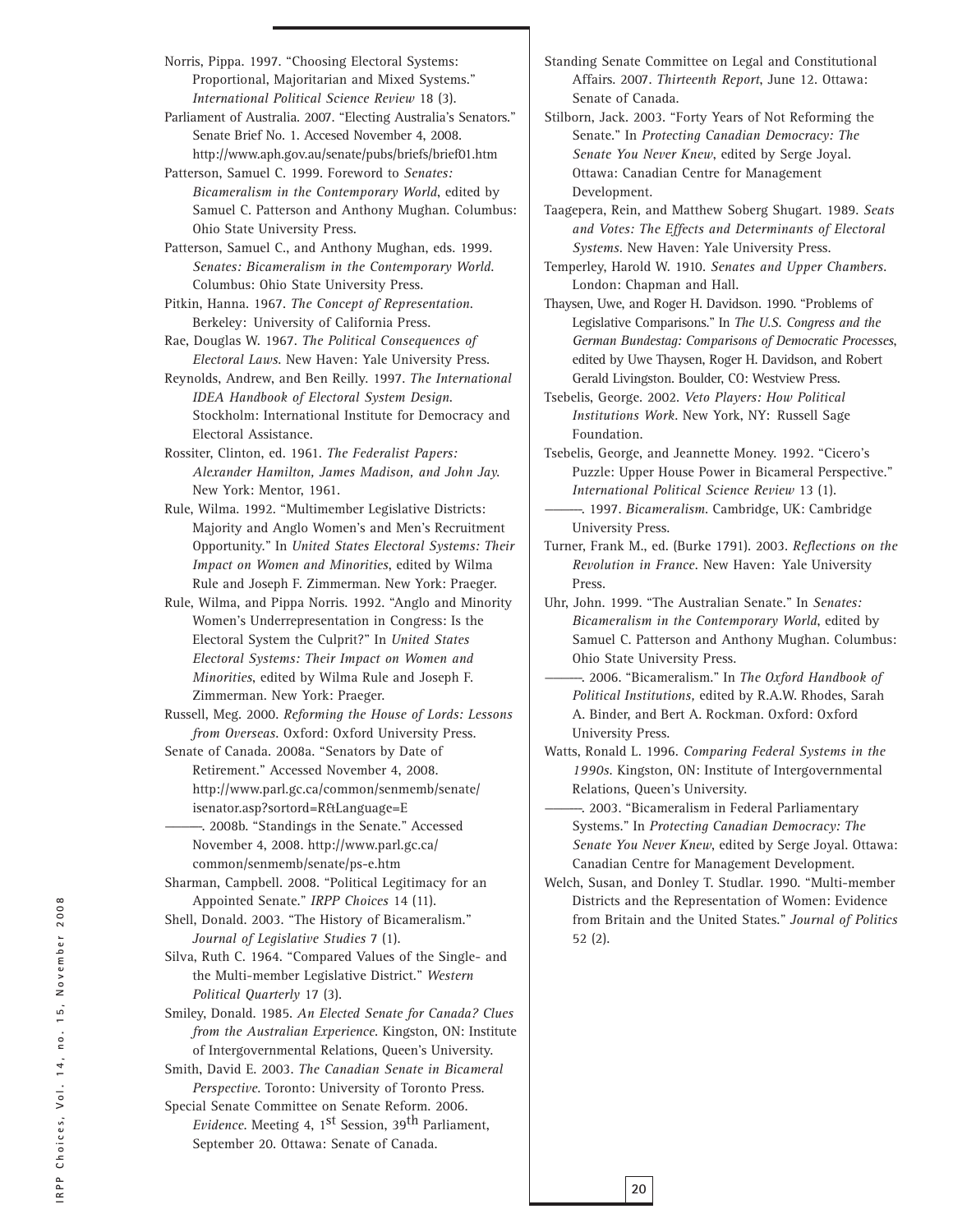Norris, Pippa. 1997. "Choosing Electoral Systems: Proportional, Majoritarian and Mixed Systems." *International Political Science Review* 18 (3).

Parliament of Australia. 2007. "Electing Australia's Senators." Senate Brief No. 1. Accesed November 4, 2008. http://www.aph.gov.au/senate/pubs/briefs/brief01.htm

Patterson, Samuel C. 1999. Foreword to *Senates: Bicameralism in the Contemporary World*, edited by Samuel C. Patterson and Anthony Mughan. Columbus: Ohio State University Press.

Patterson, Samuel C., and Anthony Mughan, eds. 1999. *Senates: Bicameralism in the Contemporary World*. Columbus: Ohio State University Press.

Pitkin, Hanna. 1967. *The Concept of Representation*. Berkeley: University of California Press.

Rae, Douglas W. 1967. *The Political Consequences of Electoral Laws*. New Haven: Yale University Press.

Reynolds, Andrew, and Ben Reilly. 1997. *The International IDEA Handbook of Electoral System Design*. Stockholm: International Institute for Democracy and Electoral Assistance.

Rossiter, Clinton, ed. 1961. *The Federalist Papers: Alexander Hamilton, James Madison, and John Jay*. New York: Mentor, 1961.

Rule, Wilma. 1992. "Multimember Legislative Districts: Majority and Anglo Women's and Men's Recruitment Opportunity." In *United States Electoral Systems: Their Impact on Women and Minorities*, edited by Wilma Rule and Joseph F. Zimmerman. New York: Praeger.

Rule, Wilma, and Pippa Norris. 1992. "Anglo and Minority Women's Underrepresentation in Congress: Is the Electoral System the Culprit?" In *United States Electoral Systems: Their Impact on Women and Minorities*, edited by Wilma Rule and Joseph F. Zimmerman. New York: Praeger.

Russell, Meg. 2000. *Reforming the House of Lords: Lessons from Overseas*. Oxford: Oxford University Press.

Senate of Canada. 2008a. "Senators by Date of Retirement." Accessed November 4, 2008. http://www.parl.gc.ca/common/senmemb/senate/isenator.asp?sortord=R&Language=E

———. 2008b. "Standings in the Senate." Accessed November 4, 2008. http://www.parl.gc.ca/common/senmemb/senate/ps-e.htm

Sharman, Campbell. 2008. "Political Legitimacy for an Appointed Senate." *IRPP Choices* 14 (11).

Shell, Donald. 2003. "The History of Bicameralism." *Journal of Legislative Studies* 7 (1).

Silva, Ruth C. 1964. "Compared Values of the Single- and the Multi-member Legislative District." *Western Political Quarterly* 17 (3).

Smiley, Donald. 1985. *An Elected Senate for Canada? Clues from the Australian Experience*. Kingston, ON: Institute of Intergovernmental Relations, Queen's University.

Smith, David E. 2003. *The Canadian Senate in Bicameral Perspective*. Toronto: University of Toronto Press.

Special Senate Committee on Senate Reform. 2006. *Evidence*. Meeting 4, 1st Session, 39th Parliament, September 20. Ottawa: Senate of Canada.

Standing Senate Committee on Legal and Constitutional Affairs. 2007. *Thirteenth Report*, June 12. Ottawa: Senate of Canada.

Stilborn, Jack. 2003. "Forty Years of Not Reforming the Senate." In *Protecting Canadian Democracy: The Senate You Never Knew*, edited by Serge Joyal. Ottawa: Canadian Centre for Management Development.

Taagepera, Rein, and Matthew Soberg Shugart. 1989. *Seats and Votes: The Effects and Determinants of Electoral Systems*. New Haven: Yale University Press.

Temperley, Harold W. 1910. *Senates and Upper Chambers*. London: Chapman and Hall.

Thaysen, Uwe, and Roger H. Davidson. 1990. "Problems of Legislative Comparisons." In *The U.S. Congress and the German Bundestag: Comparisons of Democratic Processes*, edited by Uwe Thaysen, Roger H. Davidson, and Robert Gerald Livingston. Boulder, CO: Westview Press.

Tsebelis, George. 2002. *Veto Players: How Political Institutions Work*. New York, NY: Russell Sage Foundation.

Tsebelis, George, and Jeannette Money. 1992. "Cicero's Puzzle: Upper House Power in Bicameral Perspective." *International Political Science Review* 13 (1).

———. 1997. *Bicameralism*. Cambridge, UK: Cambridge University Press.

Turner, Frank M., ed. (Burke 1791). 2003. *Reflections on the Revolution in France*. New Haven: Yale University Press.

Uhr, John. 1999. "The Australian Senate." In *Senates: Bicameralism in the Contemporary World*, edited by Samuel C. Patterson and Anthony Mughan. Columbus: Ohio State University Press.

———. 2006. "Bicameralism." In *The Oxford Handbook of Political Institutions,* edited by R.A.W. Rhodes, Sarah A. Binder, and Bert A. Rockman. Oxford: Oxford University Press.

Watts, Ronald L. 1996. *Comparing Federal Systems in the 1990s*. Kingston, ON: Institute of Intergovernmental Relations, Queen's University.

———. 2003. "Bicameralism in Federal Parliamentary Systems." In *Protecting Canadian Democracy: The Senate You Never Knew*, edited by Serge Joyal. Ottawa: Canadian Centre for Management Development.

Welch, Susan, and Donley T. Studlar. 1990. "Multi-member Districts and the Representation of Women: Evidence from Britain and the United States." *Journal of Politics* 52 (2).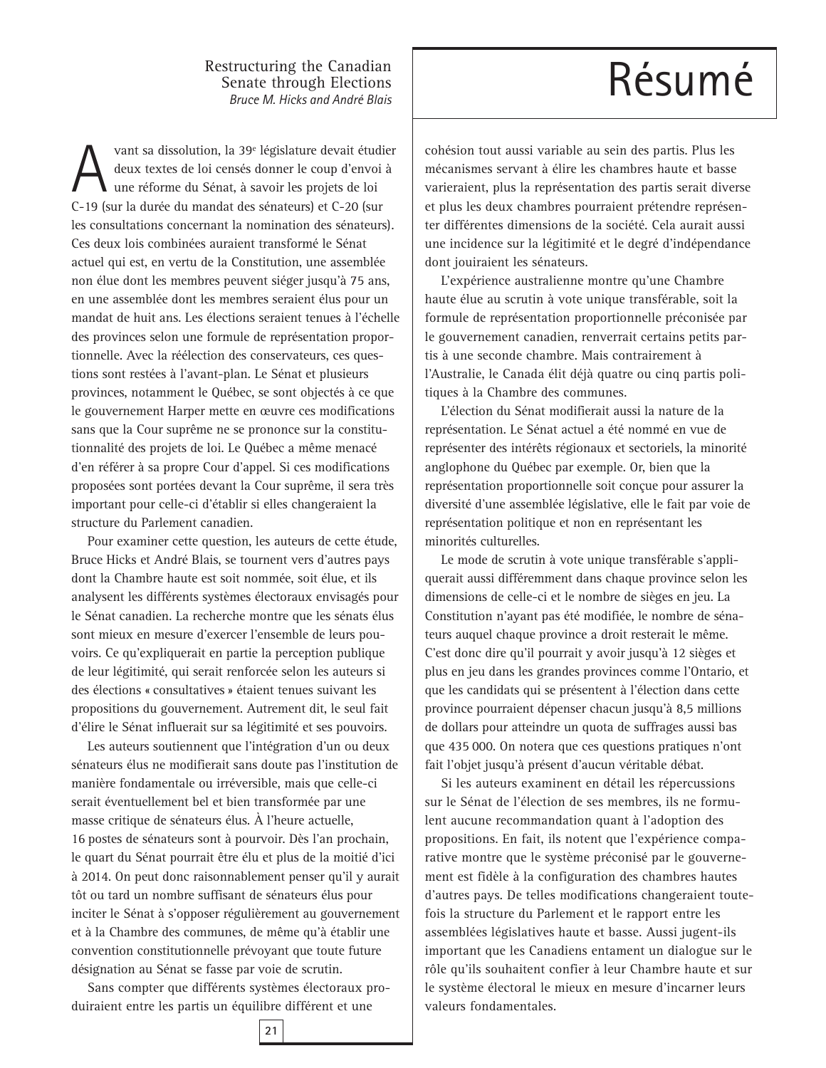Restructuring the Canadian Senate through Elections
*Bruce M. Hicks and André Blais*

# Résumé

Avant sa dissolution, la 39e législature devait étudier deux textes de loi censés donner le coup d'envoi à une réforme du Sénat, à savoir les projets de loi C-19 (sur la durée du mandat des sénateurs) et C-20 (sur les consultations concernant la nomination des sénateurs). Ces deux lois combinées auraient transformé le Sénat actuel qui est, en vertu de la Constitution, une assemblée non élue dont les membres peuvent siéger jusqu'à 75 ans, en une assemblée dont les membres seraient élus pour un mandat de huit ans. Les élections seraient tenues à l'échelle des provinces selon une formule de représentation proportionnelle. Avec la réélection des conservateurs, ces questions sont restées à l'avant-plan. Le Sénat et plusieurs provinces, notamment le Québec, se sont objectés à ce que le gouvernement Harper mette en œuvre ces modifications sans que la Cour suprême ne se prononce sur la constitutionnalité des projets de loi. Le Québec a même menacé d'en référer à sa propre Cour d'appel. Si ces modifications proposées sont portées devant la Cour suprême, il sera très important pour celle-ci d'établir si elles changeraient la structure du Parlement canadien.

Pour examiner cette question, les auteurs de cette étude, Bruce Hicks et André Blais, se tournent vers d'autres pays dont la Chambre haute est soit nommée, soit élue, et ils analysent les différents systèmes électoraux envisagés pour le Sénat canadien. La recherche montre que les sénats élus sont mieux en mesure d'exercer l'ensemble de leurs pouvoirs. Ce qu'expliquerait en partie la perception publique de leur légitimité, qui serait renforcée selon les auteurs si des élections « consultatives » étaient tenues suivant les propositions du gouvernement. Autrement dit, le seul fait d'élire le Sénat influerait sur sa légitimité et ses pouvoirs.

Les auteurs soutiennent que l'intégration d'un ou deux sénateurs élus ne modifierait sans doute pas l'institution de manière fondamentale ou irréversible, mais que celle-ci serait éventuellement bel et bien transformée par une masse critique de sénateurs élus. À l'heure actuelle, 16 postes de sénateurs sont à pourvoir. Dès l'an prochain, le quart du Sénat pourrait être élu et plus de la moitié d'ici à 2014. On peut donc raisonnablement penser qu'il y aurait tôt ou tard un nombre suffisant de sénateurs élus pour inciter le Sénat à s'opposer régulièrement au gouvernement et à la Chambre des communes, de même qu'à établir une convention constitutionnelle prévoyant que toute future désignation au Sénat se fasse par voie de scrutin.

Sans compter que différents systèmes électoraux produiraient entre les partis un équilibre différent et une cohésion tout aussi variable au sein des partis. Plus les mécanismes servant à élire les chambres haute et basse varieraient, plus la représentation des partis serait diverse et plus les deux chambres pourraient prétendre représenter différentes dimensions de la société. Cela aurait aussi une incidence sur la légitimité et le degré d'indépendance dont jouiraient les sénateurs.

L'expérience australienne montre qu'une Chambre haute élue au scrutin à vote unique transférable, soit la formule de représentation proportionnelle préconisée par le gouvernement canadien, renverrait certains petits partis à une seconde chambre. Mais contrairement à l'Australie, le Canada élit déjà quatre ou cinq partis politiques à la Chambre des communes.

L'élection du Sénat modifierait aussi la nature de la représentation. Le Sénat actuel a été nommé en vue de représenter des intérêts régionaux et sectoriels, la minorité anglophone du Québec par exemple. Or, bien que la représentation proportionnelle soit conçue pour assurer la diversité d'une assemblée législative, elle le fait par voie de représentation politique et non en représentant les minorités culturelles.

Le mode de scrutin à vote unique transférable s'appliquerait aussi différemment dans chaque province selon les dimensions de celle-ci et le nombre de sièges en jeu. La Constitution n'ayant pas été modifiée, le nombre de sénateurs auquel chaque province a droit resterait le même. C'est donc dire qu'il pourrait y avoir jusqu'à 12 sièges et plus en jeu dans les grandes provinces comme l'Ontario, et que les candidats qui se présentent à l'élection dans cette province pourraient dépenser chacun jusqu'à 8,5 millions de dollars pour atteindre un quota de suffrages aussi bas que 435 000. On notera que ces questions pratiques n'ont fait l'objet jusqu'à présent d'aucun véritable débat.

Si les auteurs examinent en détail les répercussions sur le Sénat de l'élection de ses membres, ils ne formulent aucune recommandation quant à l'adoption des propositions. En fait, ils notent que l'expérience comparative montre que le système préconisé par le gouvernement est fidèle à la configuration des chambres hautes d'autres pays. De telles modifications changeraient toutefois la structure du Parlement et le rapport entre les assemblées législatives haute et basse. Aussi jugent-ils important que les Canadiens entament un dialogue sur le rôle qu'ils souhaitent confier à leur Chambre haute et sur le système électoral le mieux en mesure d'incarner leurs valeurs fondamentales.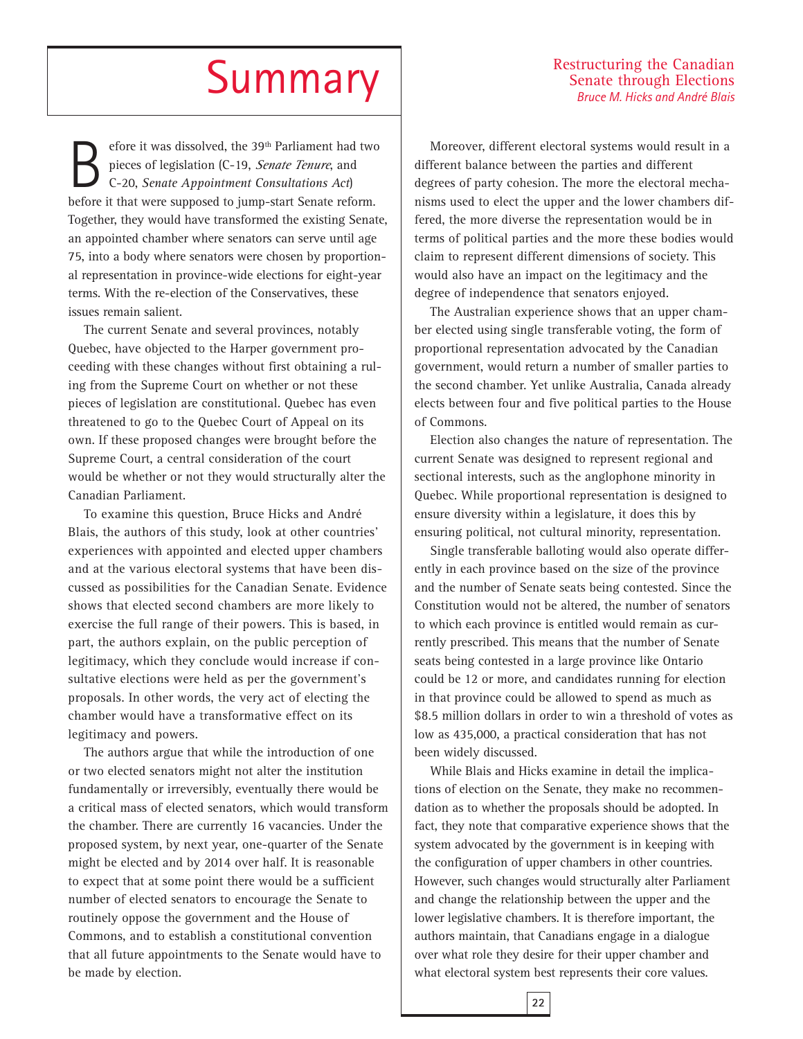# Summary

## Restructuring the Canadian Senate through Elections

*Bruce M. Hicks and André Blais*

Before it was dissolved, the 39th Parliament had two pieces of legislation (C-19, *Senate Tenure*, and C-20, *Senate Appointment Consultations Act*) before it that were supposed to jump-start Senate reform. Together, they would have transformed the existing Senate, an appointed chamber where senators can serve until age 75, into a body where senators were chosen by proportional representation in province-wide elections for eight-year terms. With the re-election of the Conservatives, these issues remain salient.

The current Senate and several provinces, notably Quebec, have objected to the Harper government proceeding with these changes without first obtaining a ruling from the Supreme Court on whether or not these pieces of legislation are constitutional. Quebec has even threatened to go to the Quebec Court of Appeal on its own. If these proposed changes were brought before the Supreme Court, a central consideration of the court would be whether or not they would structurally alter the Canadian Parliament.

To examine this question, Bruce Hicks and André Blais, the authors of this study, look at other countries' experiences with appointed and elected upper chambers and at the various electoral systems that have been discussed as possibilities for the Canadian Senate. Evidence shows that elected second chambers are more likely to exercise the full range of their powers. This is based, in part, the authors explain, on the public perception of legitimacy, which they conclude would increase if consultative elections were held as per the government's proposals. In other words, the very act of electing the chamber would have a transformative effect on its legitimacy and powers.

The authors argue that while the introduction of one or two elected senators might not alter the institution fundamentally or irreversibly, eventually there would be a critical mass of elected senators, which would transform the chamber. There are currently 16 vacancies. Under the proposed system, by next year, one-quarter of the Senate might be elected and by 2014 over half. It is reasonable to expect that at some point there would be a sufficient number of elected senators to encourage the Senate to routinely oppose the government and the House of Commons, and to establish a constitutional convention that all future appointments to the Senate would have to be made by election.

Moreover, different electoral systems would result in a different balance between the parties and different degrees of party cohesion. The more the electoral mechanisms used to elect the upper and the lower chambers differed, the more diverse the representation would be in terms of political parties and the more these bodies would claim to represent different dimensions of society. This would also have an impact on the legitimacy and the degree of independence that senators enjoyed.

The Australian experience shows that an upper chamber elected using single transferable voting, the form of proportional representation advocated by the Canadian government, would return a number of smaller parties to the second chamber. Yet unlike Australia, Canada already elects between four and five political parties to the House of Commons.

Election also changes the nature of representation. The current Senate was designed to represent regional and sectional interests, such as the anglophone minority in Quebec. While proportional representation is designed to ensure diversity within a legislature, it does this by ensuring political, not cultural minority, representation.

Single transferable balloting would also operate differently in each province based on the size of the province and the number of Senate seats being contested. Since the Constitution would not be altered, the number of senators to which each province is entitled would remain as currently prescribed. This means that the number of Senate seats being contested in a large province like Ontario could be 12 or more, and candidates running for election in that province could be allowed to spend as much as $8.5 million dollars in order to win a threshold of votes as low as 435,000, a practical consideration that has not been widely discussed.

While Blais and Hicks examine in detail the implications of election on the Senate, they make no recommendation as to whether the proposals should be adopted. In fact, they note that comparative experience shows that the system advocated by the government is in keeping with the configuration of upper chambers in other countries. However, such changes would structurally alter Parliament and change the relationship between the upper and the lower legislative chambers. It is therefore important, the authors maintain, that Canadians engage in a dialogue over what role they desire for their upper chamber and what electoral system best represents their core values.